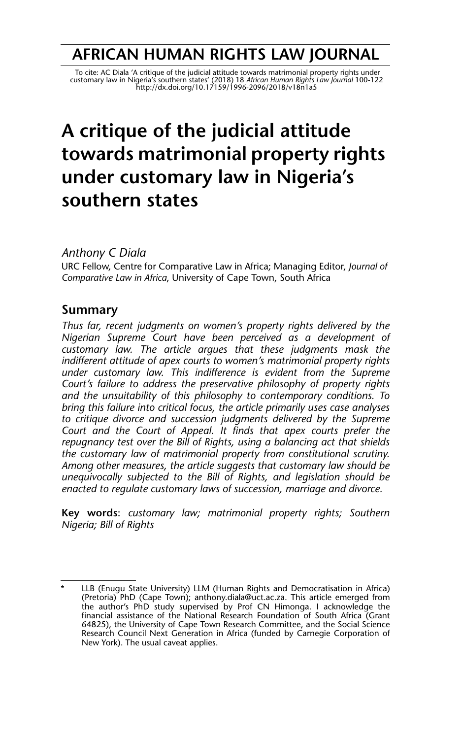# AFRICAN HUMAN RIGHTS LAW JOURNAL

To cite: AC Diala 'A critique of the judicial attitude towards matrimonial property rights under customary law in Nigeria's southern states' (2018) 18 *African Human Rights Law Journal* 100-122 http://dx.doi.org/10.17159/1996-2096/2018/v18n1a5

# A critique of the judicial attitude towards matrimonial property rights under customary law in Nigeria's southern states

*Anthony C Diala*

URC Fellow, Centre for Comparative Law in Africa; Managing Editor, *Journal of Comparative Law in Africa*, University of Cape Town, South Africa

## Summary

*Thus far, recent judgments on women's property rights delivered by the Nigerian Supreme Court have been perceived as a development of customary law. The article argues that these judgments mask the indifferent attitude of apex courts to women's matrimonial property rights under customary law. This indifference is evident from the Supreme Court's failure to address the preservative philosophy of property rights and the unsuitability of this philosophy to contemporary conditions. To bring this failure into critical focus, the article primarily uses case analyses to critique divorce and succession judgments delivered by the Supreme Court and the Court of Appeal. It finds that apex courts prefer the repugnancy test over the Bill of Rights, using a balancing act that shields the customary law of matrimonial property from constitutional scrutiny. Among other measures, the article suggests that customary law should be unequivocally subjected to the Bill of Rights, and legislation should be enacted to regulate customary laws of succession, marriage and divorce.*

**Key words**: *customary law; matrimonial property rights; Southern Nigeria; Bill of Rights*

---

\* LLB (Enugu State University) LLM (Human Rights and Democratisation in Africa) (Pretoria) PhD (Cape Town); anthony.diala@uct.ac.za. This article emerged from the author's PhD study supervised by Prof CN Himonga. I acknowledge the financial assistance of the National Research Foundation of South Africa (Grant 64825), the University of Cape Town Research Committee, and the Social Science Research Council Next Generation in Africa (funded by Carnegie Corporation of New York). The usual caveat applies.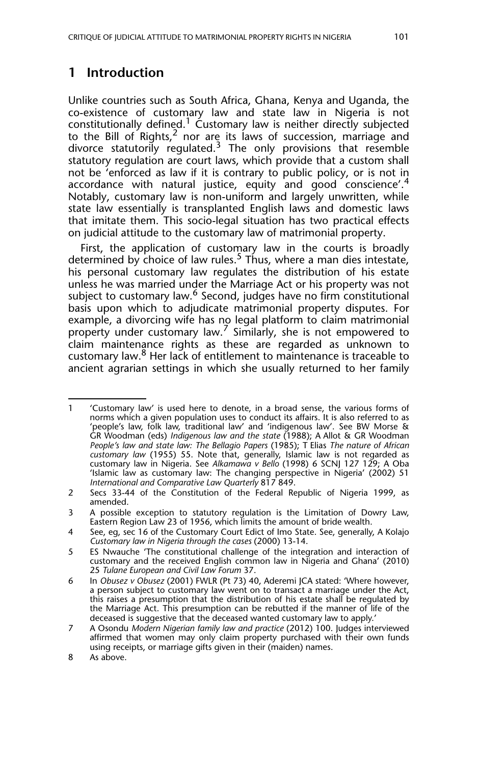## 1 Introduction

Unlike countries such as South Africa, Ghana, Kenya and Uganda, the co-existence of customary law and state law in Nigeria is not constitutionally defined.[1] Customary law is neither directly subjected to the Bill of Rights,[2] nor are its laws of succession, marriage and divorce statutorily regulated.[3] The only provisions that resemble statutory regulation are court laws, which provide that a custom shall not be 'enforced as law if it is contrary to public policy, or is not in accordance with natural justice, equity and good conscience'.[4] Notably, customary law is non-uniform and largely unwritten, while state law essentially is transplanted English laws and domestic laws that imitate them. This socio-legal situation has two practical effects on judicial attitude to the customary law of matrimonial property.

First, the application of customary law in the courts is broadly determined by choice of law rules.[5] Thus, where a man dies intestate, his personal customary law regulates the distribution of his estate unless he was married under the Marriage Act or his property was not subject to customary law.[6] Second, judges have no firm constitutional basis upon which to adjudicate matrimonial property disputes. For example, a divorcing wife has no legal platform to claim matrimonial property under customary law.[7] Similarly, she is not empowered to claim maintenance rights as these are regarded as unknown to customary law.[8] Her lack of entitlement to maintenance is traceable to ancient agrarian settings in which she usually returned to her family

---

1 'Customary law' is used here to denote, in a broad sense, the various forms of norms which a given population uses to conduct its affairs. It is also referred to as 'people's law, folk law, traditional law' and 'indigenous law'. See BW Morse & GR Woodman (eds) *Indigenous law and the state* (1988); A Allot & GR Woodman *People's law and state law: The Bellagio Papers* (1985); T Elias *The nature of African customary law* (1955) 55. Note that, generally, Islamic law is not regarded as customary law in Nigeria. See *Alkamawa v Bello* (1998) 6 SCNJ 127 129; A Oba 'Islamic law as customary law: The changing perspective in Nigeria' (2002) 51 *International and Comparative Law Quarterly* 817 849.

2 Secs 33-44 of the Constitution of the Federal Republic of Nigeria 1999, as amended.

3 A possible exception to statutory regulation is the Limitation of Dowry Law, Eastern Region Law 23 of 1956, which limits the amount of bride wealth.

4 See, eg, sec 16 of the Customary Court Edict of Imo State. See, generally, A Kolajo *Customary law in Nigeria through the cases* (2000) 13-14.

5 ES Nwauche 'The constitutional challenge of the integration and interaction of customary and the received English common law in Nigeria and Ghana' (2010) 25 *Tulane European and Civil Law Forum* 37.

6 In *Obusez v Obusez* (2001) FWLR (Pt 73) 40, Aderemi JCA stated: 'Where however, a person subject to customary law went on to transact a marriage under the Act, this raises a presumption that the distribution of his estate shall be regulated by the Marriage Act. This presumption can be rebutted if the manner of life of the deceased is suggestive that the deceased wanted customary law to apply.'

7 A Osondu *Modern Nigerian family law and practice* (2012) 100. Judges interviewed affirmed that women may only claim property purchased with their own funds using receipts, or marriage gifts given in their (maiden) names.

8 As above.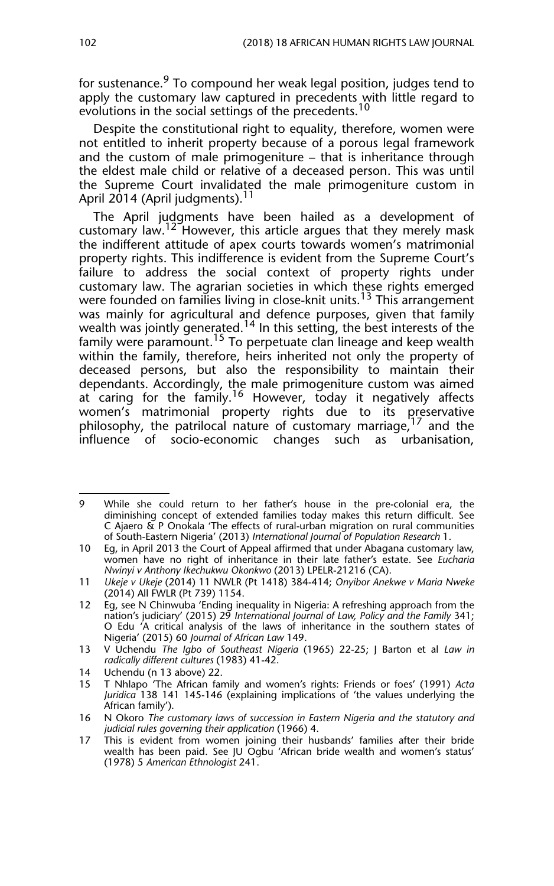for sustenance.[9] To compound her weak legal position, judges tend to apply the customary law captured in precedents with little regard to evolutions in the social settings of the precedents.[10]

Despite the constitutional right to equality, therefore, women were not entitled to inherit property because of a porous legal framework and the custom of male primogeniture – that is inheritance through the eldest male child or relative of a deceased person. This was until the Supreme Court invalidated the male primogeniture custom in April 2014 (April judgments).[11]

The April judgments have been hailed as a development of customary law.[12] However, this article argues that they merely mask the indifferent attitude of apex courts towards women's matrimonial property rights. This indifference is evident from the Supreme Court's failure to address the social context of property rights under customary law. The agrarian societies in which these rights emerged were founded on families living in close-knit units.[13] This arrangement was mainly for agricultural and defence purposes, given that family wealth was jointly generated.[14] In this setting, the best interests of the family were paramount.[15] To perpetuate clan lineage and keep wealth within the family, therefore, heirs inherited not only the property of deceased persons, but also the responsibility to maintain their dependants. Accordingly, the male primogeniture custom was aimed at caring for the family.[16] However, today it negatively affects women's matrimonial property rights due to its preservative philosophy, the patrilocal nature of customary marriage,[17] and the influence of socio-economic changes such as urbanisation,

---

9 While she could return to her father's house in the pre-colonial era, the diminishing concept of extended families today makes this return difficult. See C Ajaero & P Onokala 'The effects of rural-urban migration on rural communities of South-Eastern Nigeria' (2013) *International Journal of Population Research* 1.

10 Eg, in April 2013 the Court of Appeal affirmed that under Abagana customary law, women have no right of inheritance in their late father's estate. See *Eucharia Nwinyi v Anthony Ikechukwu Okonkwo* (2013) LPELR-21216 (CA).

11 *Ukeje v Ukeje* (2014) 11 NWLR (Pt 1418) 384-414; *Onyibor Anekwe v Maria Nweke* (2014) All FWLR (Pt 739) 1154.

12 Eg, see N Chinwuba 'Ending inequality in Nigeria: A refreshing approach from the nation's judiciary' (2015) 29 *International Journal of Law, Policy and the Family* 341; O Edu 'A critical analysis of the laws of inheritance in the southern states of Nigeria' (2015) 60 *Journal of African Law* 149.

13 V Uchendu *The Igbo of Southeast Nigeria* (1965) 22-25; J Barton et al *Law in radically different cultures* (1983) 41-42.

14 Uchendu (n 13 above) 22.

15 T Nhlapo 'The African family and women's rights: Friends or foes' (1991) *Acta Juridica* 138 141 145-146 (explaining implications of 'the values underlying the African family').

16 N Okoro *The customary laws of succession in Eastern Nigeria and the statutory and judicial rules governing their application* (1966) 4.

17 This is evident from women joining their husbands' families after their bride wealth has been paid. See JU Ogbu 'African bride wealth and women's status' (1978) 5 *American Ethnologist* 241.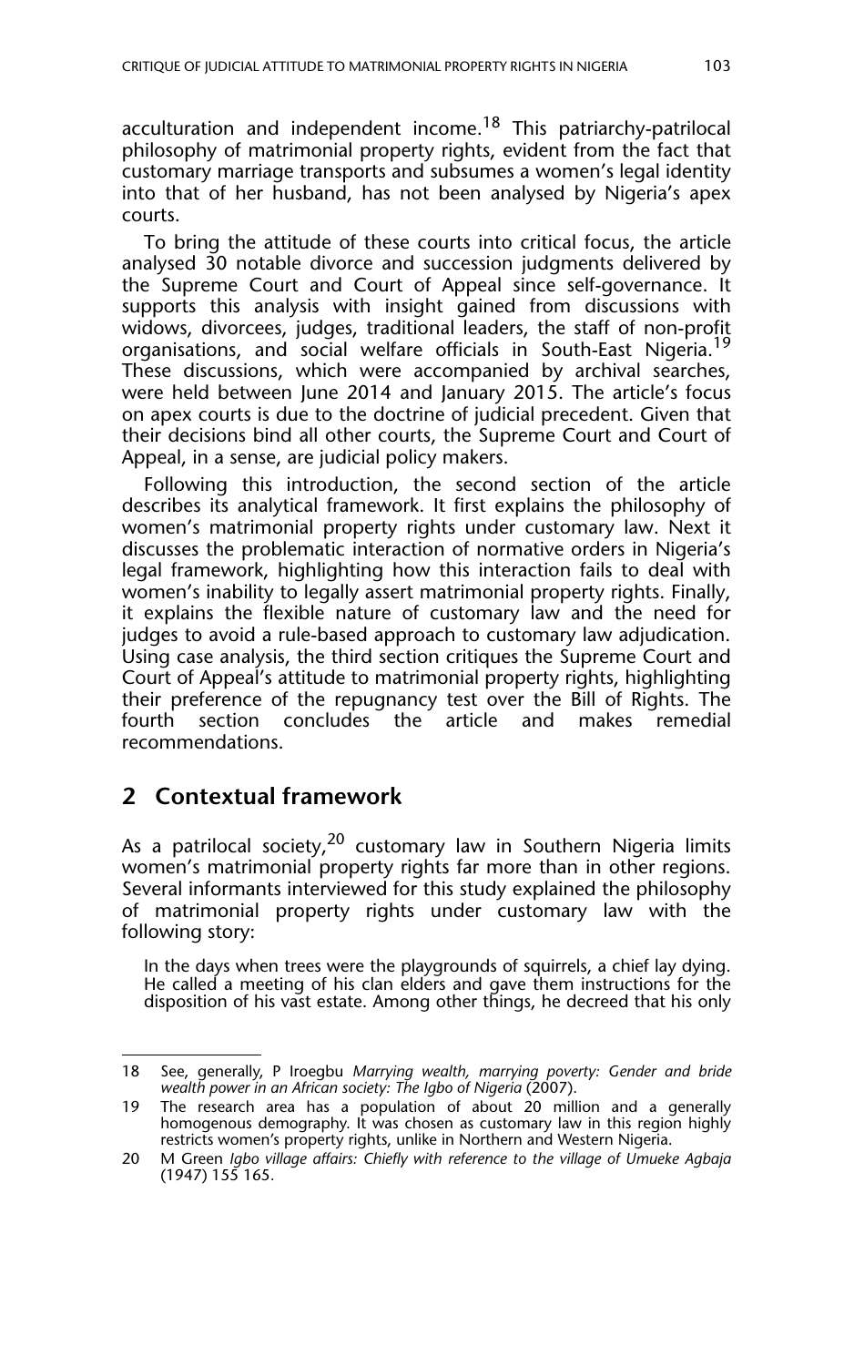acculturation and independent income.[18] This patriarchy-patrilocal philosophy of matrimonial property rights, evident from the fact that customary marriage transports and subsumes a women's legal identity into that of her husband, has not been analysed by Nigeria's apex courts.

To bring the attitude of these courts into critical focus, the article analysed 30 notable divorce and succession judgments delivered by the Supreme Court and Court of Appeal since self-governance. It supports this analysis with insight gained from discussions with widows, divorcees, judges, traditional leaders, the staff of non-profit organisations, and social welfare officials in South-East Nigeria.[19] These discussions, which were accompanied by archival searches, were held between June 2014 and January 2015. The article's focus on apex courts is due to the doctrine of judicial precedent. Given that their decisions bind all other courts, the Supreme Court and Court of Appeal, in a sense, are judicial policy makers.

Following this introduction, the second section of the article describes its analytical framework. It first explains the philosophy of women's matrimonial property rights under customary law. Next it discusses the problematic interaction of normative orders in Nigeria's legal framework, highlighting how this interaction fails to deal with women's inability to legally assert matrimonial property rights. Finally, it explains the flexible nature of customary law and the need for judges to avoid a rule-based approach to customary law adjudication. Using case analysis, the third section critiques the Supreme Court and Court of Appeal's attitude to matrimonial property rights, highlighting their preference of the repugnancy test over the Bill of Rights. The fourth section concludes the article and makes remedial recommendations.

## 2 Contextual framework

As a patrilocal society,[20] customary law in Southern Nigeria limits women's matrimonial property rights far more than in other regions. Several informants interviewed for this study explained the philosophy of matrimonial property rights under customary law with the following story:

> In the days when trees were the playgrounds of squirrels, a chief lay dying. He called a meeting of his clan elders and gave them instructions for the disposition of his vast estate. Among other things, he decreed that his only

---

18 See, generally, P Iroegbu *Marrying wealth, marrying poverty: Gender and bride wealth power in an African society: The Igbo of Nigeria* (2007).

19 The research area has a population of about 20 million and a generally homogenous demography. It was chosen as customary law in this region highly restricts women's property rights, unlike in Northern and Western Nigeria.

20 M Green *Igbo village affairs: Chiefly with reference to the village of Umueke Agbaja* (1947) 155 165.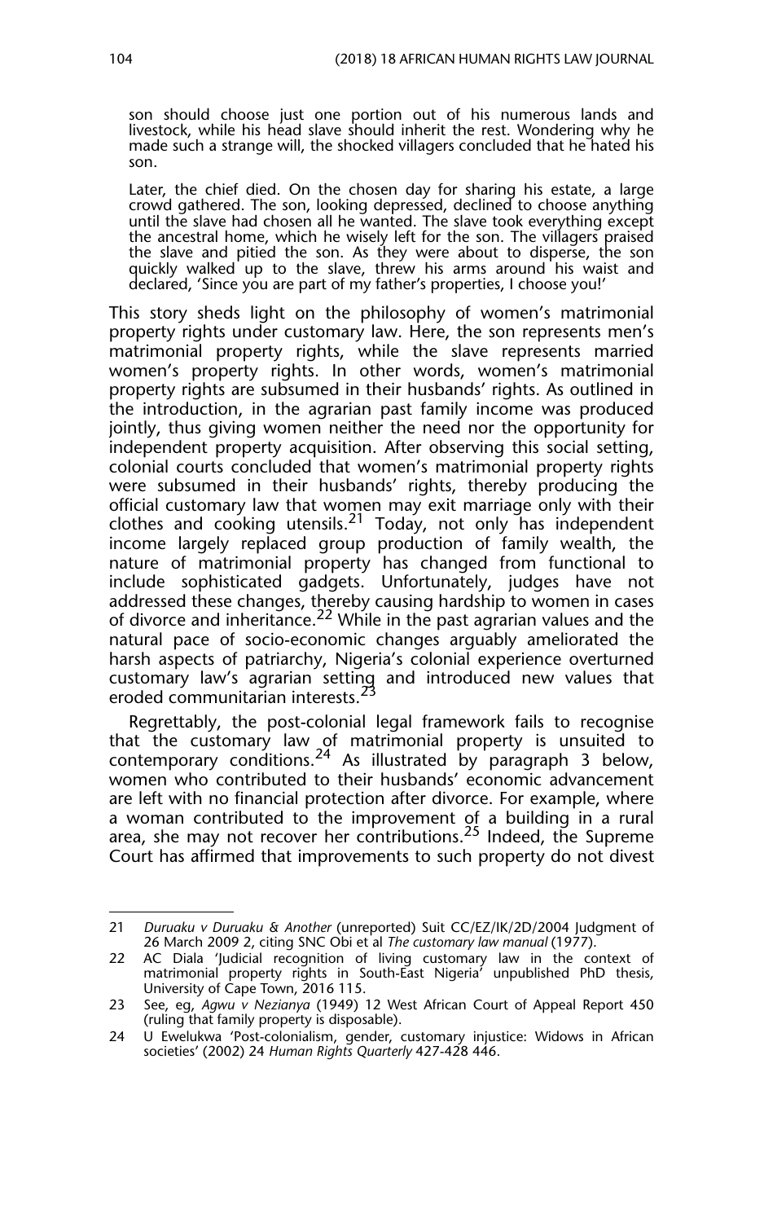son should choose just one portion out of his numerous lands and livestock, while his head slave should inherit the rest. Wondering why he made such a strange will, the shocked villagers concluded that he hated his son.

Later, the chief died. On the chosen day for sharing his estate, a large crowd gathered. The son, looking depressed, declined to choose anything until the slave had chosen all he wanted. The slave took everything except the ancestral home, which he wisely left for the son. The villagers praised the slave and pitied the son. As they were about to disperse, the son quickly walked up to the slave, threw his arms around his waist and declared, 'Since you are part of my father's properties, I choose you!'

This story sheds light on the philosophy of women's matrimonial property rights under customary law. Here, the son represents men's matrimonial property rights, while the slave represents married women's property rights. In other words, women's matrimonial property rights are subsumed in their husbands' rights. As outlined in the introduction, in the agrarian past family income was produced jointly, thus giving women neither the need nor the opportunity for independent property acquisition. After observing this social setting, colonial courts concluded that women's matrimonial property rights were subsumed in their husbands' rights, thereby producing the official customary law that women may exit marriage only with their clothes and cooking utensils.[21] Today, not only has independent income largely replaced group production of family wealth, the nature of matrimonial property has changed from functional to include sophisticated gadgets. Unfortunately, judges have not addressed these changes, thereby causing hardship to women in cases of divorce and inheritance.[22] While in the past agrarian values and the natural pace of socio-economic changes arguably ameliorated the harsh aspects of patriarchy, Nigeria's colonial experience overturned customary law's agrarian setting and introduced new values that eroded communitarian interests.[23]

Regrettably, the post-colonial legal framework fails to recognise that the customary law of matrimonial property is unsuited to contemporary conditions.[24] As illustrated by paragraph 3 below, women who contributed to their husbands' economic advancement are left with no financial protection after divorce. For example, where a woman contributed to the improvement of a building in a rural area, she may not recover her contributions.[25] Indeed, the Supreme Court has affirmed that improvements to such property do not divest

---

21 *Duruaku v Duruaku & Another* (unreported) Suit CC/EZ/IK/2D/2004 Judgment of 26 March 2009 2, citing SNC Obi et al *The customary law manual* (1977).

22 AC Diala 'Judicial recognition of living customary law in the context of matrimonial property rights in South-East Nigeria' unpublished PhD thesis, University of Cape Town, 2016 115.

23 See, eg, *Agwu v Nezianya* (1949) 12 West African Court of Appeal Report 450 (ruling that family property is disposable).

24 U Ewelukwa 'Post-colonialism, gender, customary injustice: Widows in African societies' (2002) 24 *Human Rights Quarterly* 427-428 446.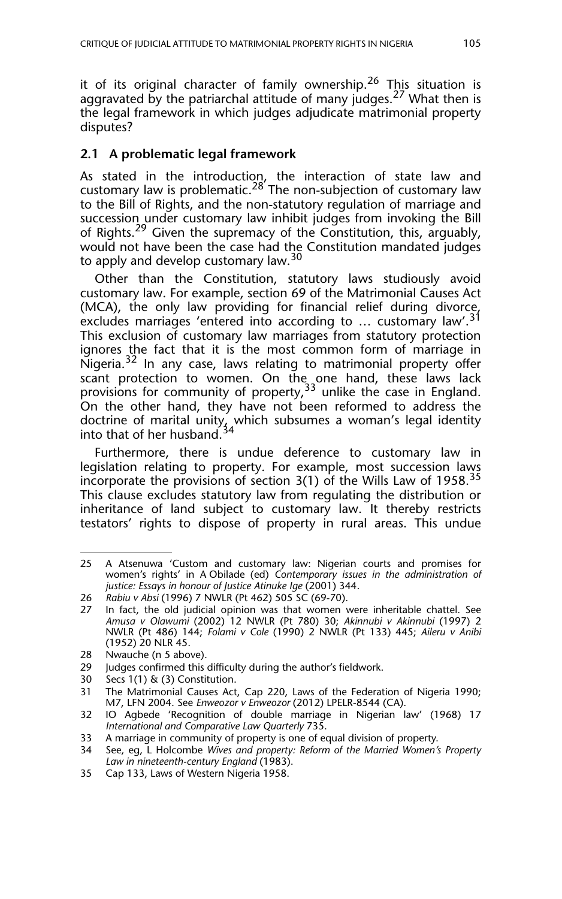it of its original character of family ownership.[26] This situation is aggravated by the patriarchal attitude of many judges.[27] What then is the legal framework in which judges adjudicate matrimonial property disputes?

### 2.1 A problematic legal framework

As stated in the introduction, the interaction of state law and customary law is problematic.[28] The non-subjection of customary law to the Bill of Rights, and the non-statutory regulation of marriage and succession under customary law inhibit judges from invoking the Bill of Rights.[29] Given the supremacy of the Constitution, this, arguably, would not have been the case had the Constitution mandated judges to apply and develop customary law.[30]

Other than the Constitution, statutory laws studiously avoid customary law. For example, section 69 of the Matrimonial Causes Act (MCA), the only law providing for financial relief during divorce, excludes marriages 'entered into according to … customary law'.[31] This exclusion of customary law marriages from statutory protection ignores the fact that it is the most common form of marriage in Nigeria.[32] In any case, laws relating to matrimonial property offer scant protection to women. On the one hand, these laws lack provisions for community of property,[33] unlike the case in England. On the other hand, they have not been reformed to address the doctrine of marital unity, which subsumes a woman's legal identity into that of her husband.[34]

Furthermore, there is undue deference to customary law in legislation relating to property. For example, most succession laws incorporate the provisions of section 3(1) of the Wills Law of 1958.[35] This clause excludes statutory law from regulating the distribution or inheritance of land subject to customary law. It thereby restricts testators' rights to dispose of property in rural areas. This undue

---

25 A Atsenuwa 'Custom and customary law: Nigerian courts and promises for women's rights' in A Obilade (ed) *Contemporary issues in the administration of justice: Essays in honour of Justice Atinuke Ige* (2001) 344.

26 *Rabiu v Absi* (1996) 7 NWLR (Pt 462) 505 SC (69-70).

27 In fact, the old judicial opinion was that women were inheritable chattel. See *Amusa v Olawumi* (2002) 12 NWLR (Pt 780) 30; *Akinnubi v Akinnubi* (1997) 2 NWLR (Pt 486) 144; *Folami v Cole* (1990) 2 NWLR (Pt 133) 445; *Aileru v Anibi* (1952) 20 NLR 45.

28 Nwauche (n 5 above).

29 Judges confirmed this difficulty during the author's fieldwork.

30 Secs 1(1) & (3) Constitution.

31 The Matrimonial Causes Act, Cap 220, Laws of the Federation of Nigeria 1990; M7, LFN 2004. See *Enweozor v Enweozor* (2012) LPELR-8544 (CA).

32 IO Agbede 'Recognition of double marriage in Nigerian law' (1968) 17 *International and Comparative Law Quarterly* 735.

33 A marriage in community of property is one of equal division of property.

34 See, eg, L Holcombe *Wives and property: Reform of the Married Women's Property Law in nineteenth-century England* (1983).

35 Cap 133, Laws of Western Nigeria 1958.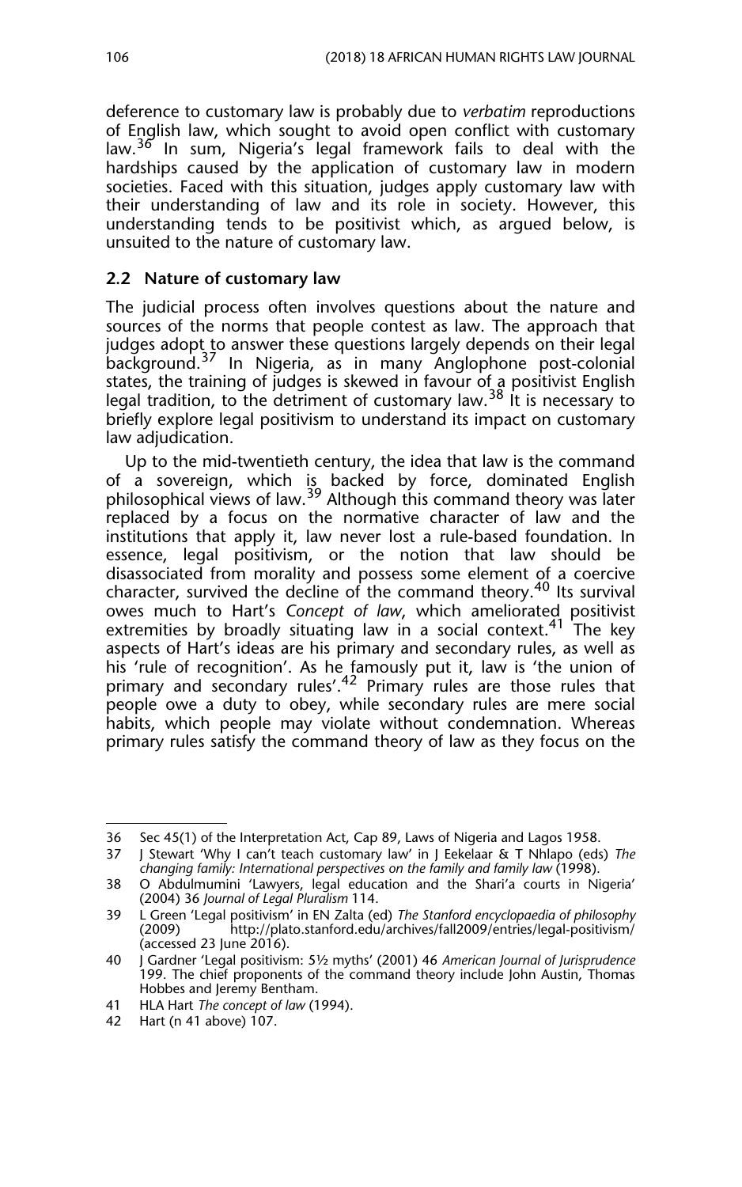deference to customary law is probably due to *verbatim* reproductions of English law, which sought to avoid open conflict with customary law.[36] In sum, Nigeria's legal framework fails to deal with the hardships caused by the application of customary law in modern societies. Faced with this situation, judges apply customary law with their understanding of law and its role in society. However, this understanding tends to be positivist which, as argued below, is unsuited to the nature of customary law.

### 2.2 Nature of customary law

The judicial process often involves questions about the nature and sources of the norms that people contest as law. The approach that judges adopt to answer these questions largely depends on their legal background.[37] In Nigeria, as in many Anglophone post-colonial states, the training of judges is skewed in favour of a positivist English legal tradition, to the detriment of customary law.[38] It is necessary to briefly explore legal positivism to understand its impact on customary law adjudication.

Up to the mid-twentieth century, the idea that law is the command of a sovereign, which is backed by force, dominated English philosophical views of law.[39] Although this command theory was later replaced by a focus on the normative character of law and the institutions that apply it, law never lost a rule-based foundation. In essence, legal positivism, or the notion that law should be disassociated from morality and possess some element of a coercive character, survived the decline of the command theory.[40] Its survival owes much to Hart's *Concept of law*, which ameliorated positivist extremities by broadly situating law in a social context.[41] The key aspects of Hart's ideas are his primary and secondary rules, as well as his 'rule of recognition'. As he famously put it, law is 'the union of primary and secondary rules'.[42] Primary rules are those rules that people owe a duty to obey, while secondary rules are mere social habits, which people may violate without condemnation. Whereas primary rules satisfy the command theory of law as they focus on the

---

36 Sec 45(1) of the Interpretation Act, Cap 89, Laws of Nigeria and Lagos 1958.

37 J Stewart 'Why I can't teach customary law' in J Eekelaar & T Nhlapo (eds) *The changing family: International perspectives on the family and family law* (1998).

38 O Abdulmumini 'Lawyers, legal education and the Shari'a courts in Nigeria' (2004) 36 *Journal of Legal Pluralism* 114.

39 L Green 'Legal positivism' in EN Zalta (ed) *The Stanford encyclopaedia of philosophy* (2009) http://plato.stanford.edu/archives/fall2009/entries/legal-positivism/ (accessed 23 June 2016).

40 J Gardner 'Legal positivism: 5½ myths' (2001) 46 *American Journal of Jurisprudence* 199. The chief proponents of the command theory include John Austin, Thomas Hobbes and Jeremy Bentham.

41 HLA Hart *The concept of law* (1994).

42 Hart (n 41 above) 107.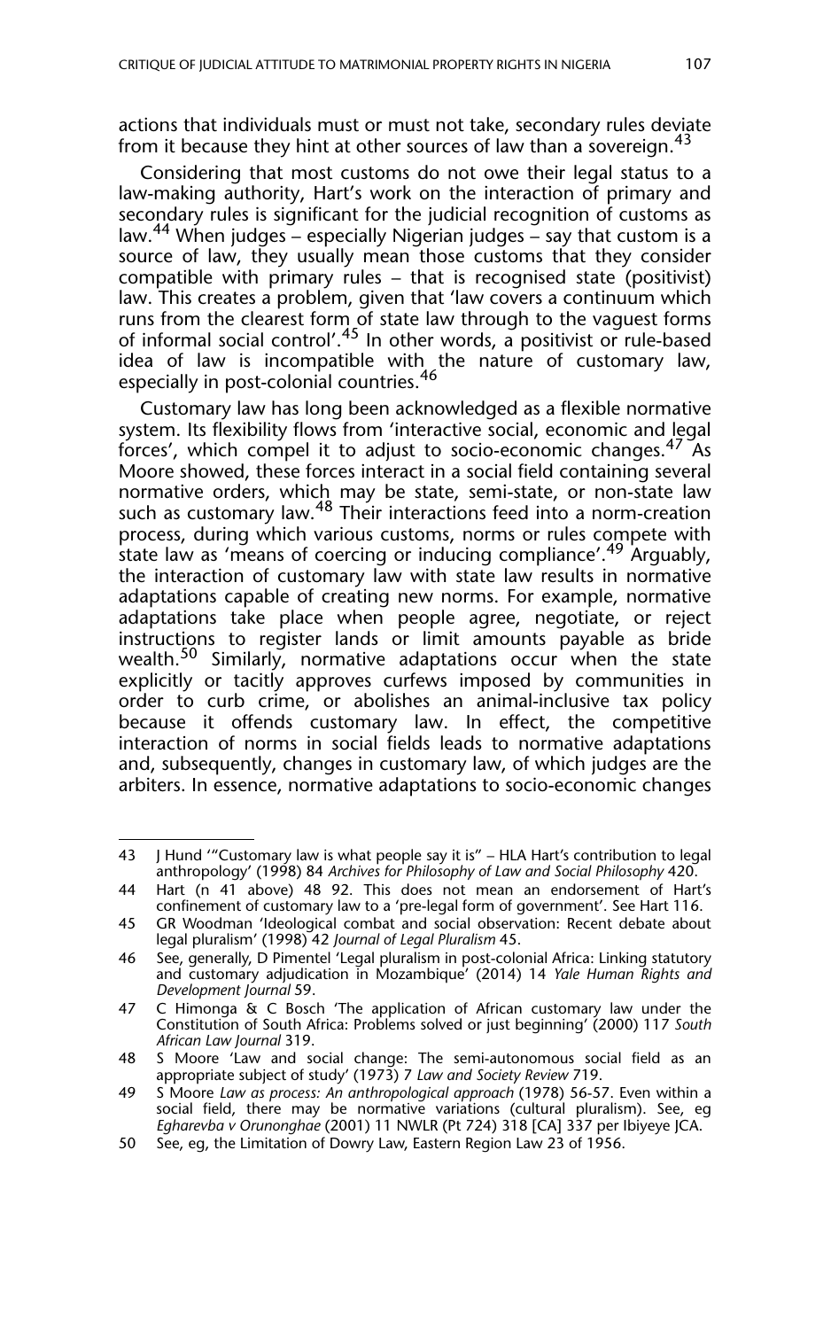actions that individuals must or must not take, secondary rules deviate from it because they hint at other sources of law than a sovereign.[43]

Considering that most customs do not owe their legal status to a law-making authority, Hart's work on the interaction of primary and secondary rules is significant for the judicial recognition of customs as law.[44] When judges – especially Nigerian judges – say that custom is a source of law, they usually mean those customs that they consider compatible with primary rules – that is recognised state (positivist) law. This creates a problem, given that 'law covers a continuum which runs from the clearest form of state law through to the vaguest forms of informal social control'.[45] In other words, a positivist or rule-based idea of law is incompatible with the nature of customary law, especially in post-colonial countries.[46]

Customary law has long been acknowledged as a flexible normative system. Its flexibility flows from 'interactive social, economic and legal forces', which compel it to adjust to socio-economic changes.[47] As Moore showed, these forces interact in a social field containing several normative orders, which may be state, semi-state, or non-state law such as customary law.[48] Their interactions feed into a norm-creation process, during which various customs, norms or rules compete with state law as 'means of coercing or inducing compliance'.[49] Arguably, the interaction of customary law with state law results in normative adaptations capable of creating new norms. For example, normative adaptations take place when people agree, negotiate, or reject instructions to register lands or limit amounts payable as bride wealth.[50] Similarly, normative adaptations occur when the state explicitly or tacitly approves curfews imposed by communities in order to curb crime, or abolishes an animal-inclusive tax policy because it offends customary law. In effect, the competitive interaction of norms in social fields leads to normative adaptations and, subsequently, changes in customary law, of which judges are the arbiters. In essence, normative adaptations to socio-economic changes

---

43 J Hund '"Customary law is what people say it is" – HLA Hart's contribution to legal anthropology' (1998) 84 *Archives for Philosophy of Law and Social Philosophy* 420.

44 Hart (n 41 above) 48 92. This does not mean an endorsement of Hart's confinement of customary law to a 'pre-legal form of government'. See Hart 116.

45 GR Woodman 'Ideological combat and social observation: Recent debate about legal pluralism' (1998) 42 *Journal of Legal Pluralism* 45.

46 See, generally, D Pimentel 'Legal pluralism in post-colonial Africa: Linking statutory and customary adjudication in Mozambique' (2014) 14 *Yale Human Rights and Development Journal* 59.

47 C Himonga & C Bosch 'The application of African customary law under the Constitution of South Africa: Problems solved or just beginning' (2000) 117 *South African Law Journal* 319.

48 S Moore 'Law and social change: The semi-autonomous social field as an appropriate subject of study' (1973) 7 *Law and Society Review* 719.

49 S Moore *Law as process: An anthropological approach* (1978) 56-57. Even within a social field, there may be normative variations (cultural pluralism). See, eg *Egharevba v Orunonghae* (2001) 11 NWLR (Pt 724) 318 [CA] 337 per Ibiyeye JCA.

50 See, eg, the Limitation of Dowry Law, Eastern Region Law 23 of 1956.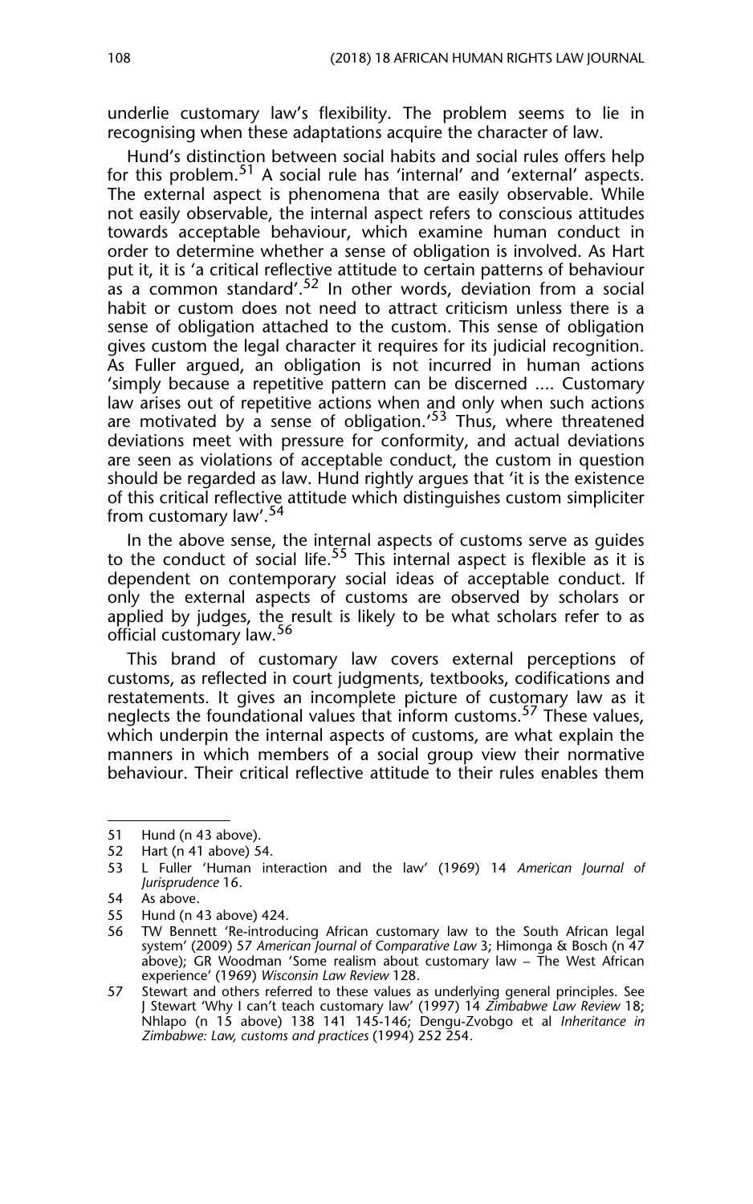underlie customary law's flexibility. The problem seems to lie in recognising when these adaptations acquire the character of law.

Hund's distinction between social habits and social rules offers help for this problem.[51] A social rule has 'internal' and 'external' aspects. The external aspect is phenomena that are easily observable. While not easily observable, the internal aspect refers to conscious attitudes towards acceptable behaviour, which examine human conduct in order to determine whether a sense of obligation is involved. As Hart put it, it is 'a critical reflective attitude to certain patterns of behaviour as a common standard'.[52] In other words, deviation from a social habit or custom does not need to attract criticism unless there is a sense of obligation attached to the custom. This sense of obligation gives custom the legal character it requires for its judicial recognition. As Fuller argued, an obligation is not incurred in human actions 'simply because a repetitive pattern can be discerned .... Customary law arises out of repetitive actions when and only when such actions are motivated by a sense of obligation.'[53] Thus, where threatened deviations meet with pressure for conformity, and actual deviations are seen as violations of acceptable conduct, the custom in question should be regarded as law. Hund rightly argues that 'it is the existence of this critical reflective attitude which distinguishes custom simpliciter from customary law'.[54]

In the above sense, the internal aspects of customs serve as guides to the conduct of social life.[55] This internal aspect is flexible as it is dependent on contemporary social ideas of acceptable conduct. If only the external aspects of customs are observed by scholars or applied by judges, the result is likely to be what scholars refer to as official customary law.[56]

This brand of customary law covers external perceptions of customs, as reflected in court judgments, textbooks, codifications and restatements. It gives an incomplete picture of customary law as it neglects the foundational values that inform customs.[57] These values, which underpin the internal aspects of customs, are what explain the manners in which members of a social group view their normative behaviour. Their critical reflective attitude to their rules enables them

---

51 Hund (n 43 above).

52 Hart (n 41 above) 54.

53 L Fuller 'Human interaction and the law' (1969) 14 *American Journal of Jurisprudence* 16.

54 As above.

55 Hund (n 43 above) 424.

56 TW Bennett 'Re-introducing African customary law to the South African legal system' (2009) 57 *American Journal of Comparative Law* 3; Himonga & Bosch (n 47 above); GR Woodman 'Some realism about customary law – The West African experience' (1969) *Wisconsin Law Review* 128.

57 Stewart and others referred to these values as underlying general principles. See J Stewart 'Why I can't teach customary law' (1997) 14 *Zimbabwe Law Review* 18; Nhlapo (n 15 above) 138 141 145-146; Dengu-Zvobgo et al *Inheritance in Zimbabwe: Law, customs and practices* (1994) 252 254.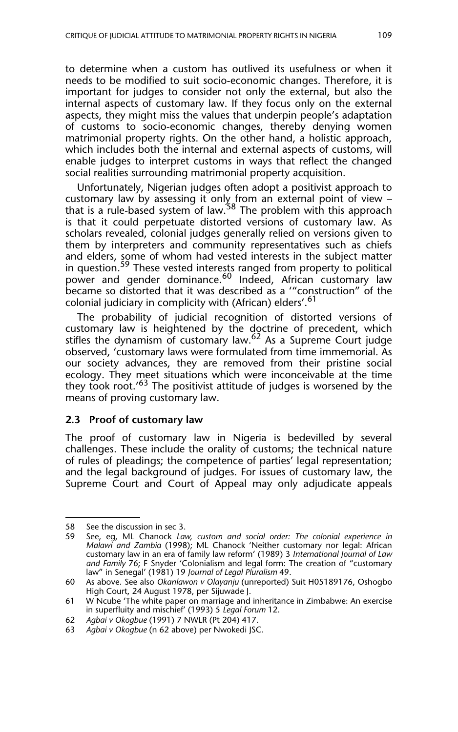to determine when a custom has outlived its usefulness or when it needs to be modified to suit socio-economic changes. Therefore, it is important for judges to consider not only the external, but also the internal aspects of customary law. If they focus only on the external aspects, they might miss the values that underpin people's adaptation of customs to socio-economic changes, thereby denying women matrimonial property rights. On the other hand, a holistic approach, which includes both the internal and external aspects of customs, will enable judges to interpret customs in ways that reflect the changed social realities surrounding matrimonial property acquisition.

Unfortunately, Nigerian judges often adopt a positivist approach to customary law by assessing it only from an external point of view – that is a rule-based system of law.[58] The problem with this approach is that it could perpetuate distorted versions of customary law. As scholars revealed, colonial judges generally relied on versions given to them by interpreters and community representatives such as chiefs and elders, some of whom had vested interests in the subject matter in question.[59] These vested interests ranged from property to political power and gender dominance.[60] Indeed, African customary law became so distorted that it was described as a '"construction" of the colonial judiciary in complicity with (African) elders'.[61]

The probability of judicial recognition of distorted versions of customary law is heightened by the doctrine of precedent, which stifles the dynamism of customary law.[62] As a Supreme Court judge observed, 'customary laws were formulated from time immemorial. As our society advances, they are removed from their pristine social ecology. They meet situations which were inconceivable at the time they took root.'[63] The positivist attitude of judges is worsened by the means of proving customary law.

### 2.3 Proof of customary law

The proof of customary law in Nigeria is bedevilled by several challenges. These include the orality of customs; the technical nature of rules of pleadings; the competence of parties' legal representation; and the legal background of judges. For issues of customary law, the Supreme Court and Court of Appeal may only adjudicate appeals

---

58 See the discussion in sec 3.

59 See, eg, ML Chanock *Law, custom and social order: The colonial experience in Malawi and Zambia* (1998); ML Chanock 'Neither customary nor legal: African customary law in an era of family law reform' (1989) 3 *International Journal of Law and Family* 76; F Snyder 'Colonialism and legal form: The creation of "customary law" in Senegal' (1981) 19 *Journal of Legal Pluralism* 49.

60 As above. See also *Okanlawon v Olayanju* (unreported) Suit H05189176, Oshogbo High Court, 24 August 1978, per Sijuwade J.

61 W Ncube 'The white paper on marriage and inheritance in Zimbabwe: An exercise in superfluity and mischief' (1993) 5 *Legal Forum* 12.

62 *Agbai v Okogbue* (1991) 7 NWLR (Pt 204) 417.

63 *Agbai v Okogbue* (n 62 above) per Nwokedi JSC.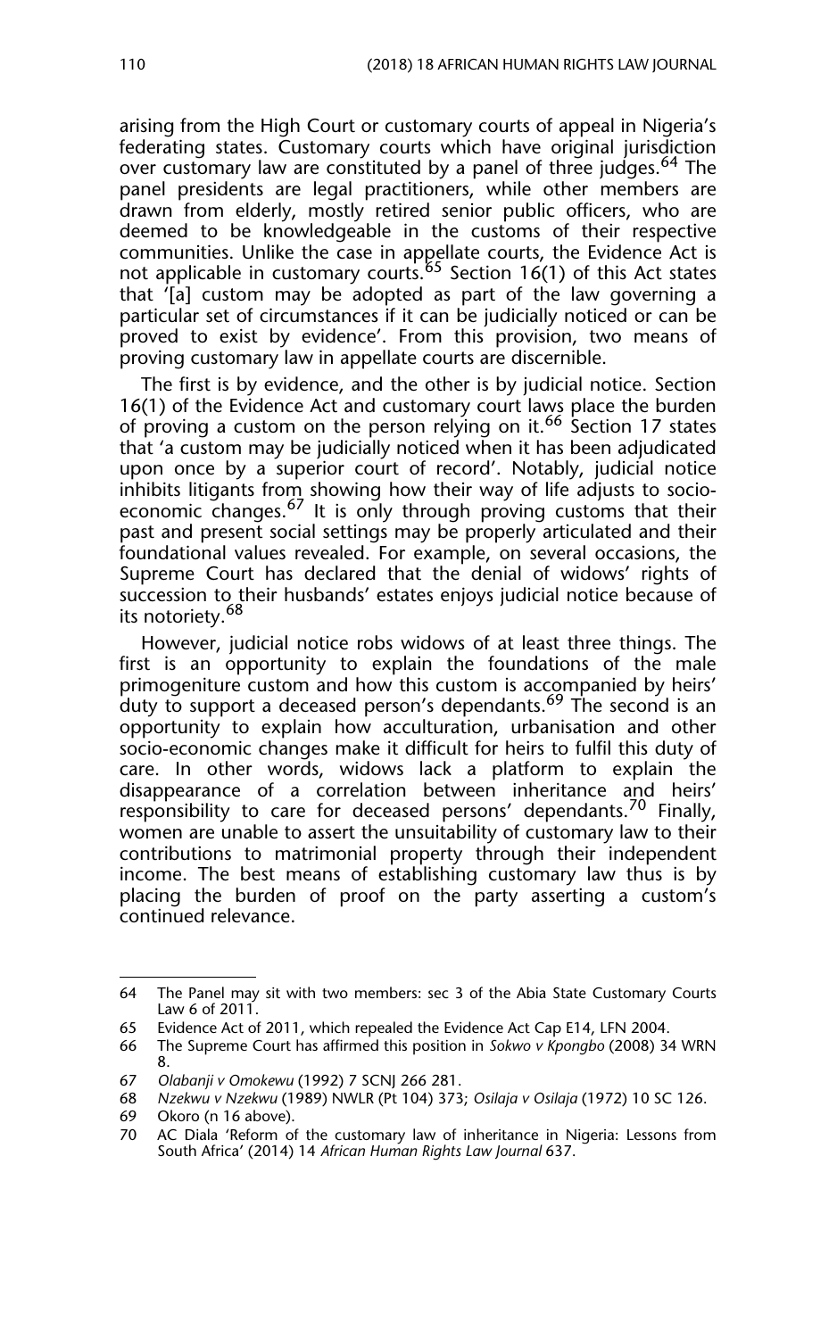arising from the High Court or customary courts of appeal in Nigeria's federating states. Customary courts which have original jurisdiction over customary law are constituted by a panel of three judges.[64] The panel presidents are legal practitioners, while other members are drawn from elderly, mostly retired senior public officers, who are deemed to be knowledgeable in the customs of their respective communities. Unlike the case in appellate courts, the Evidence Act is not applicable in customary courts.[65] Section 16(1) of this Act states that '[a] custom may be adopted as part of the law governing a particular set of circumstances if it can be judicially noticed or can be proved to exist by evidence'. From this provision, two means of proving customary law in appellate courts are discernible.

The first is by evidence, and the other is by judicial notice. Section 16(1) of the Evidence Act and customary court laws place the burden of proving a custom on the person relying on it.[66] Section 17 states that 'a custom may be judicially noticed when it has been adjudicated upon once by a superior court of record'. Notably, judicial notice inhibits litigants from showing how their way of life adjusts to socio-economic changes.[67] It is only through proving customs that their past and present social settings may be properly articulated and their foundational values revealed. For example, on several occasions, the Supreme Court has declared that the denial of widows' rights of succession to their husbands' estates enjoys judicial notice because of its notoriety.[68]

However, judicial notice robs widows of at least three things. The first is an opportunity to explain the foundations of the male primogeniture custom and how this custom is accompanied by heirs' duty to support a deceased person's dependants.[69] The second is an opportunity to explain how acculturation, urbanisation and other socio-economic changes make it difficult for heirs to fulfil this duty of care. In other words, widows lack a platform to explain the disappearance of a correlation between inheritance and heirs' responsibility to care for deceased persons' dependants.[70] Finally, women are unable to assert the unsuitability of customary law to their contributions to matrimonial property through their independent income. The best means of establishing customary law thus is by placing the burden of proof on the party asserting a custom's continued relevance.

---

64 The Panel may sit with two members: sec 3 of the Abia State Customary Courts Law 6 of 2011.

65 Evidence Act of 2011, which repealed the Evidence Act Cap E14, LFN 2004.

66 The Supreme Court has affirmed this position in *Sokwo v Kpongbo* (2008) 34 WRN 8.

67 *Olabanji v Omokewu* (1992) 7 SCNJ 266 281.

68 *Nzekwu v Nzekwu* (1989) NWLR (Pt 104) 373; *Osilaja v Osilaja* (1972) 10 SC 126.

69 Okoro (n 16 above).

70 AC Diala 'Reform of the customary law of inheritance in Nigeria: Lessons from South Africa' (2014) 14 *African Human Rights Law Journal* 637.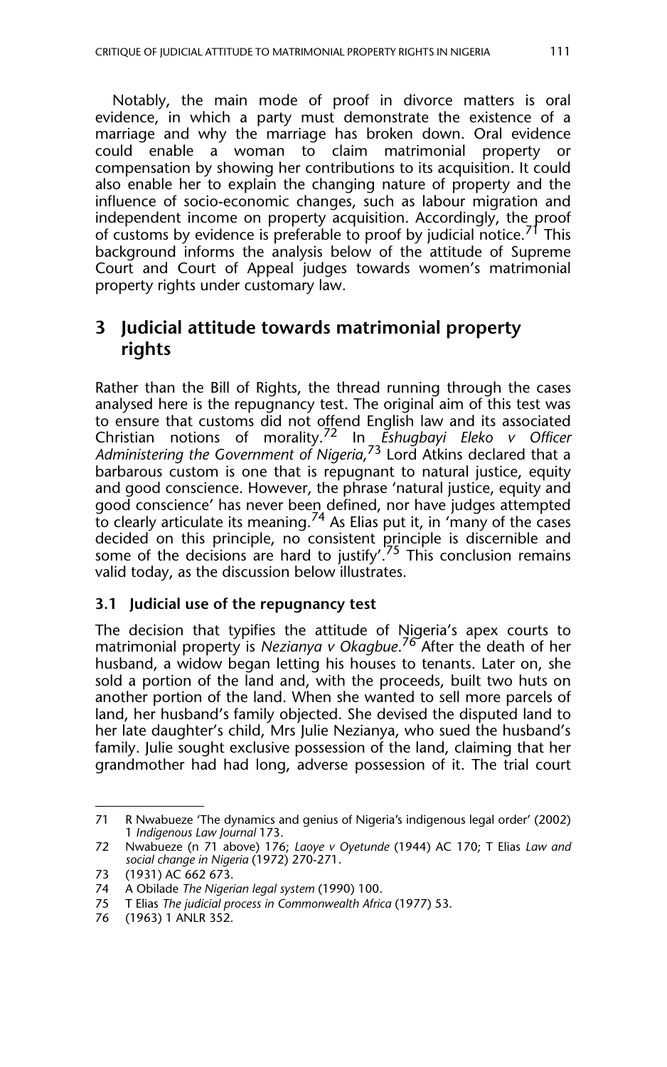Notably, the main mode of proof in divorce matters is oral evidence, in which a party must demonstrate the existence of a marriage and why the marriage has broken down. Oral evidence could enable a woman to claim matrimonial property or compensation by showing her contributions to its acquisition. It could also enable her to explain the changing nature of property and the influence of socio-economic changes, such as labour migration and independent income on property acquisition. Accordingly, the proof of customs by evidence is preferable to proof by judicial notice.[71] This background informs the analysis below of the attitude of Supreme Court and Court of Appeal judges towards women's matrimonial property rights under customary law.

## 3 Judicial attitude towards matrimonial property rights

Rather than the Bill of Rights, the thread running through the cases analysed here is the repugnancy test. The original aim of this test was to ensure that customs did not offend English law and its associated Christian notions of morality.[72] In *Eshugbayi Eleko v Officer Administering the Government of Nigeria*,[73] Lord Atkins declared that a barbarous custom is one that is repugnant to natural justice, equity and good conscience. However, the phrase 'natural justice, equity and good conscience' has never been defined, nor have judges attempted to clearly articulate its meaning.[74] As Elias put it, in 'many of the cases decided on this principle, no consistent principle is discernible and some of the decisions are hard to justify'.[75] This conclusion remains valid today, as the discussion below illustrates.

### 3.1 Judicial use of the repugnancy test

The decision that typifies the attitude of Nigeria's apex courts to matrimonial property is *Nezianya v Okagbue*.[76] After the death of her husband, a widow began letting his houses to tenants. Later on, she sold a portion of the land and, with the proceeds, built two huts on another portion of the land. When she wanted to sell more parcels of land, her husband's family objected. She devised the disputed land to her late daughter's child, Mrs Julie Nezianya, who sued the husband's family. Julie sought exclusive possession of the land, claiming that her grandmother had had long, adverse possession of it. The trial court

---

71 R Nwabueze 'The dynamics and genius of Nigeria's indigenous legal order' (2002) 1 *Indigenous Law Journal* 173.

72 Nwabueze (n 71 above) 176; *Laoye v Oyetunde* (1944) AC 170; T Elias *Law and social change in Nigeria* (1972) 270-271.

73 (1931) AC 662 673.

74 A Obilade *The Nigerian legal system* (1990) 100.

75 T Elias *The judicial process in Commonwealth Africa* (1977) 53.

76 (1963) 1 ANLR 352.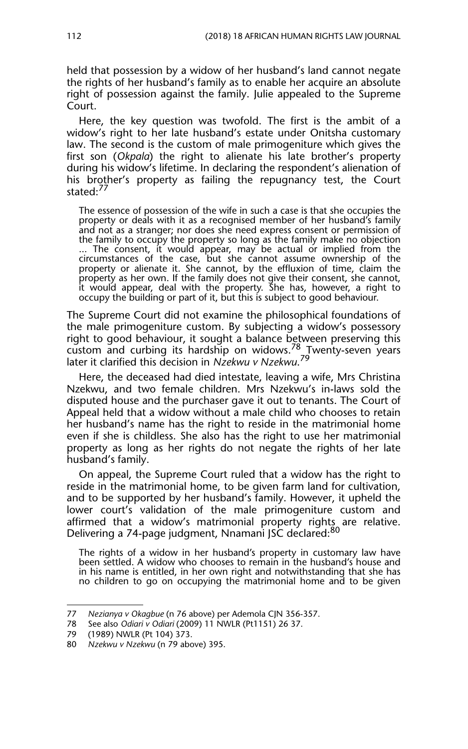held that possession by a widow of her husband's land cannot negate the rights of her husband's family as to enable her acquire an absolute right of possession against the family. Julie appealed to the Supreme Court.

Here, the key question was twofold. The first is the ambit of a widow's right to her late husband's estate under Onitsha customary law. The second is the custom of male primogeniture which gives the first son (*Okpala*) the right to alienate his late brother's property during his widow's lifetime. In declaring the respondent's alienation of his brother's property as failing the repugnancy test, the Court stated:[77]

> The essence of possession of the wife in such a case is that she occupies the property or deals with it as a recognised member of her husband's family and not as a stranger; nor does she need express consent or permission of the family to occupy the property so long as the family make no objection ... The consent, it would appear, may be actual or implied from the circumstances of the case, but she cannot assume ownership of the property or alienate it. She cannot, by the effluxion of time, claim the property as her own. If the family does not give their consent, she cannot, it would appear, deal with the property. She has, however, a right to occupy the building or part of it, but this is subject to good behaviour.

The Supreme Court did not examine the philosophical foundations of the male primogeniture custom. By subjecting a widow's possessory right to good behaviour, it sought a balance between preserving this custom and curbing its hardship on widows.[78] Twenty-seven years later it clarified this decision in *Nzekwu v Nzekwu*.[79]

Here, the deceased had died intestate, leaving a wife, Mrs Christina Nzekwu, and two female children. Mrs Nzekwu's in-laws sold the disputed house and the purchaser gave it out to tenants. The Court of Appeal held that a widow without a male child who chooses to retain her husband's name has the right to reside in the matrimonial home even if she is childless. She also has the right to use her matrimonial property as long as her rights do not negate the rights of her late husband's family.

On appeal, the Supreme Court ruled that a widow has the right to reside in the matrimonial home, to be given farm land for cultivation, and to be supported by her husband's family. However, it upheld the lower court's validation of the male primogeniture custom and affirmed that a widow's matrimonial property rights are relative. Delivering a 74-page judgment, Nnamani JSC declared:[80]

> The rights of a widow in her husband's property in customary law have been settled. A widow who chooses to remain in the husband's house and in his name is entitled, in her own right and notwithstanding that she has no children to go on occupying the matrimonial home and to be given

---

77 *Nezianya v Okagbue* (n 76 above) per Ademola CJN 356-357.

78 See also *Odiari v Odiari* (2009) 11 NWLR (Pt1151) 26 37.

79 (1989) NWLR (Pt 104) 373.

80 *Nzekwu v Nzekwu* (n 79 above) 395.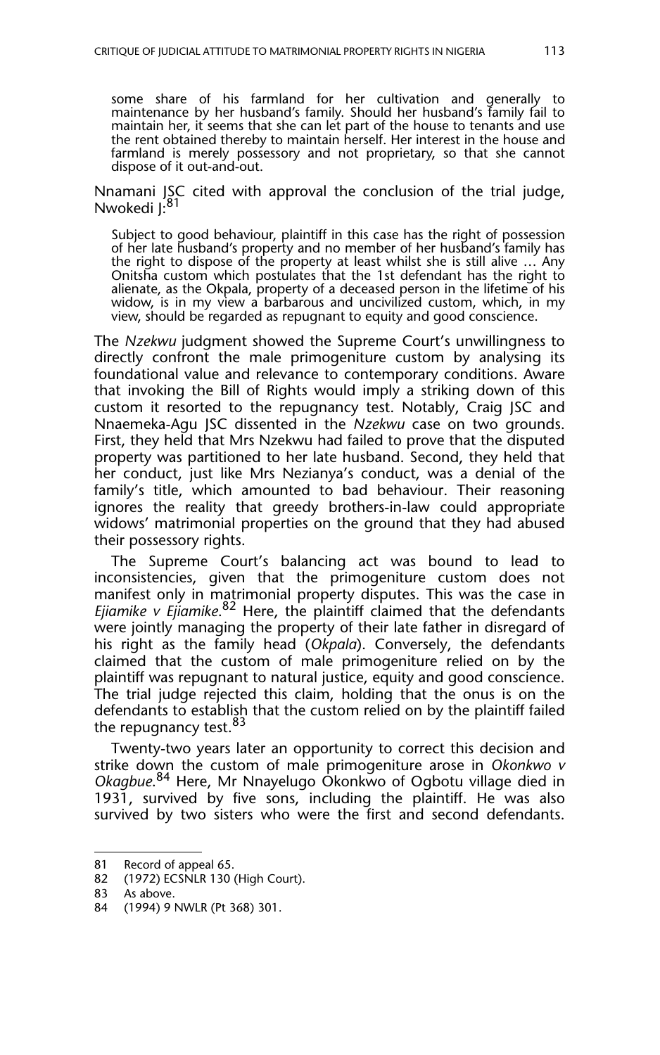> some share of his farmland for her cultivation and generally to maintenance by her husband's family. Should her husband's family fail to maintain her, it seems that she can let part of the house to tenants and use the rent obtained thereby to maintain herself. Her interest in the house and farmland is merely possessory and not proprietary, so that she cannot dispose of it out-and-out.

Nnamani JSC cited with approval the conclusion of the trial judge, Nwokedi J:[81]

> Subject to good behaviour, plaintiff in this case has the right of possession of her late husband's property and no member of her husband's family has the right to dispose of the property at least whilst she is still alive … Any Onitsha custom which postulates that the 1st defendant has the right to alienate, as the Okpala, property of a deceased person in the lifetime of his widow, is in my view a barbarous and uncivilized custom, which, in my view, should be regarded as repugnant to equity and good conscience.

The *Nzekwu* judgment showed the Supreme Court's unwillingness to directly confront the male primogeniture custom by analysing its foundational value and relevance to contemporary conditions. Aware that invoking the Bill of Rights would imply a striking down of this custom it resorted to the repugnancy test. Notably, Craig JSC and Nnaemeka-Agu JSC dissented in the *Nzekwu* case on two grounds. First, they held that Mrs Nzekwu had failed to prove that the disputed property was partitioned to her late husband. Second, they held that her conduct, just like Mrs Nezianya's conduct, was a denial of the family's title, which amounted to bad behaviour. Their reasoning ignores the reality that greedy brothers-in-law could appropriate widows' matrimonial properties on the ground that they had abused their possessory rights.

The Supreme Court's balancing act was bound to lead to inconsistencies, given that the primogeniture custom does not manifest only in matrimonial property disputes. This was the case in *Ejiamike v Ejiamike*.[82] Here, the plaintiff claimed that the defendants were jointly managing the property of their late father in disregard of his right as the family head (*Okpala*). Conversely, the defendants claimed that the custom of male primogeniture relied on by the plaintiff was repugnant to natural justice, equity and good conscience. The trial judge rejected this claim, holding that the onus is on the defendants to establish that the custom relied on by the plaintiff failed the repugnancy test.[83]

Twenty-two years later an opportunity to correct this decision and strike down the custom of male primogeniture arose in *Okonkwo v Okagbue*.[84] Here, Mr Nnayelugo Okonkwo of Ogbotu village died in 1931, survived by five sons, including the plaintiff. He was also survived by two sisters who were the first and second defendants.

---

81 Record of appeal 65.
82 (1972) ECSNLR 130 (High Court).
83 As above.
84 (1994) 9 NWLR (Pt 368) 301.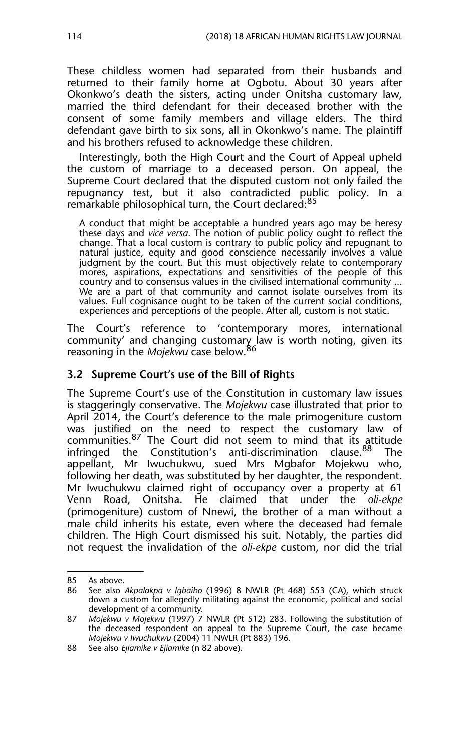These childless women had separated from their husbands and returned to their family home at Ogbotu. About 30 years after Okonkwo's death the sisters, acting under Onitsha customary law, married the third defendant for their deceased brother with the consent of some family members and village elders. The third defendant gave birth to six sons, all in Okonkwo's name. The plaintiff and his brothers refused to acknowledge these children.

Interestingly, both the High Court and the Court of Appeal upheld the custom of marriage to a deceased person. On appeal, the Supreme Court declared that the disputed custom not only failed the repugnancy test, but it also contradicted public policy. In a remarkable philosophical turn, the Court declared:[85]

> A conduct that might be acceptable a hundred years ago may be heresy these days and *vice versa*. The notion of public policy ought to reflect the change. That a local custom is contrary to public policy and repugnant to natural justice, equity and good conscience necessarily involves a value judgment by the court. But this must objectively relate to contemporary mores, aspirations, expectations and sensitivities of the people of this country and to consensus values in the civilised international community ... We are a part of that community and cannot isolate ourselves from its values. Full cognisance ought to be taken of the current social conditions, experiences and perceptions of the people. After all, custom is not static.

The Court's reference to 'contemporary mores, international community' and changing customary law is worth noting, given its reasoning in the *Mojekwu* case below.[86]

### 3.2 Supreme Court's use of the Bill of Rights

The Supreme Court's use of the Constitution in customary law issues is staggeringly conservative. The *Mojekwu* case illustrated that prior to April 2014, the Court's deference to the male primogeniture custom was justified on the need to respect the customary law of communities.[87] The Court did not seem to mind that its attitude infringed the Constitution's anti-discrimination clause.[88] The appellant, Mr Iwuchukwu, sued Mrs Mgbafor Mojekwu who, following her death, was substituted by her daughter, the respondent. Mr Iwuchukwu claimed right of occupancy over a property at 61 Venn Road, Onitsha. He claimed that under the *oli-ekpe* (primogeniture) custom of Nnewi, the brother of a man without a male child inherits his estate, even where the deceased had female children. The High Court dismissed his suit. Notably, the parties did not request the invalidation of the *oli-ekpe* custom, nor did the trial

---

85 As above.

86 See also *Akpalakpa v Igbaibo* (1996) 8 NWLR (Pt 468) 553 (CA), which struck down a custom for allegedly militating against the economic, political and social development of a community.

87 *Mojekwu v Mojekwu* (1997) 7 NWLR (Pt 512) 283. Following the substitution of the deceased respondent on appeal to the Supreme Court, the case became *Mojekwu v Iwuchukwu* (2004) 11 NWLR (Pt 883) 196.

88 See also *Ejiamike v Ejiamike* (n 82 above).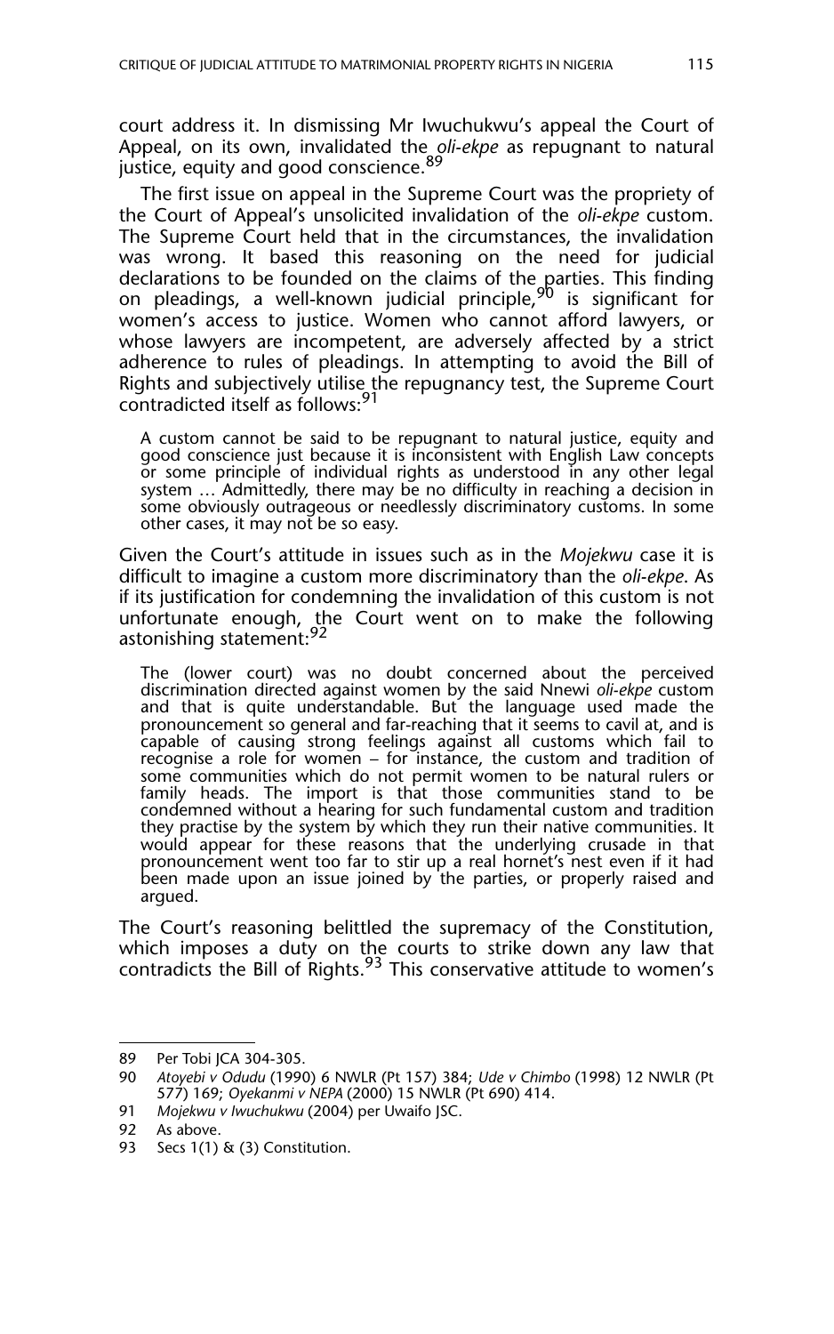court address it. In dismissing Mr Iwuchukwu's appeal the Court of Appeal, on its own, invalidated the *oli-ekpe* as repugnant to natural justice, equity and good conscience.[89]

The first issue on appeal in the Supreme Court was the propriety of the Court of Appeal's unsolicited invalidation of the *oli-ekpe* custom. The Supreme Court held that in the circumstances, the invalidation was wrong. It based this reasoning on the need for judicial declarations to be founded on the claims of the parties. This finding on pleadings, a well-known judicial principle,[90] is significant for women's access to justice. Women who cannot afford lawyers, or whose lawyers are incompetent, are adversely affected by a strict adherence to rules of pleadings. In attempting to avoid the Bill of Rights and subjectively utilise the repugnancy test, the Supreme Court contradicted itself as follows:[91]

> A custom cannot be said to be repugnant to natural justice, equity and good conscience just because it is inconsistent with English Law concepts or some principle of individual rights as understood in any other legal system … Admittedly, there may be no difficulty in reaching a decision in some obviously outrageous or needlessly discriminatory customs. In some other cases, it may not be so easy.

Given the Court's attitude in issues such as in the *Mojekwu* case it is difficult to imagine a custom more discriminatory than the *oli-ekpe*. As if its justification for condemning the invalidation of this custom is not unfortunate enough, the Court went on to make the following astonishing statement:[92]

> The (lower court) was no doubt concerned about the perceived discrimination directed against women by the said Nnewi *oli-ekpe* custom and that is quite understandable. But the language used made the pronouncement so general and far-reaching that it seems to cavil at, and is capable of causing strong feelings against all customs which fail to recognise a role for women – for instance, the custom and tradition of some communities which do not permit women to be natural rulers or family heads. The import is that those communities stand to be condemned without a hearing for such fundamental custom and tradition they practise by the system by which they run their native communities. It would appear for these reasons that the underlying crusade in that pronouncement went too far to stir up a real hornet's nest even if it had been made upon an issue joined by the parties, or properly raised and argued.

The Court's reasoning belittled the supremacy of the Constitution, which imposes a duty on the courts to strike down any law that contradicts the Bill of Rights.[93] This conservative attitude to women's

---

89 Per Tobi JCA 304-305.

90 *Atoyebi v Odudu* (1990) 6 NWLR (Pt 157) 384; *Ude v Chimbo* (1998) 12 NWLR (Pt 577) 169; *Oyekanmi v NEPA* (2000) 15 NWLR (Pt 690) 414.

91 *Mojekwu v Iwuchukwu* (2004) per Uwaifo JSC.

92 As above.

93 Secs 1(1) & (3) Constitution.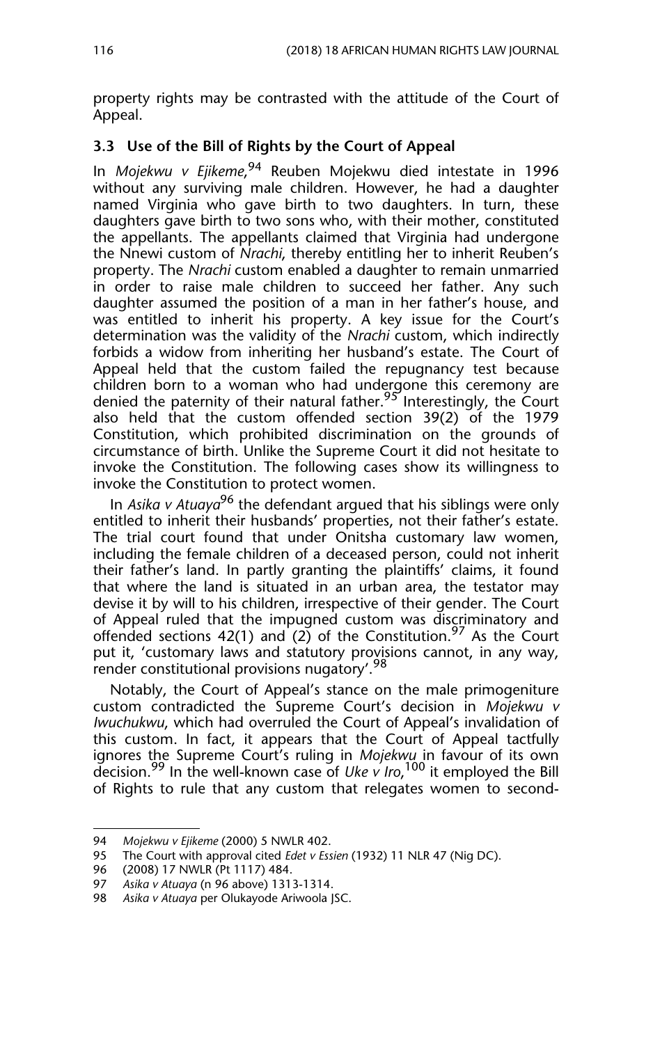property rights may be contrasted with the attitude of the Court of Appeal.

### 3.3 Use of the Bill of Rights by the Court of Appeal

In *Mojekwu v Ejikeme*,[94] Reuben Mojekwu died intestate in 1996 without any surviving male children. However, he had a daughter named Virginia who gave birth to two daughters. In turn, these daughters gave birth to two sons who, with their mother, constituted the appellants. The appellants claimed that Virginia had undergone the Nnewi custom of *Nrachi*, thereby entitling her to inherit Reuben's property. The *Nrachi* custom enabled a daughter to remain unmarried in order to raise male children to succeed her father. Any such daughter assumed the position of a man in her father's house, and was entitled to inherit his property. A key issue for the Court's determination was the validity of the *Nrachi* custom, which indirectly forbids a widow from inheriting her husband's estate. The Court of Appeal held that the custom failed the repugnancy test because children born to a woman who had undergone this ceremony are denied the paternity of their natural father.[95] Interestingly, the Court also held that the custom offended section 39(2) of the 1979 Constitution, which prohibited discrimination on the grounds of circumstance of birth. Unlike the Supreme Court it did not hesitate to invoke the Constitution. The following cases show its willingness to invoke the Constitution to protect women.

In *Asika v Atuaya*[96] the defendant argued that his siblings were only entitled to inherit their husbands' properties, not their father's estate. The trial court found that under Onitsha customary law women, including the female children of a deceased person, could not inherit their father's land. In partly granting the plaintiffs' claims, it found that where the land is situated in an urban area, the testator may devise it by will to his children, irrespective of their gender. The Court of Appeal ruled that the impugned custom was discriminatory and offended sections 42(1) and (2) of the Constitution.[97] As the Court put it, 'customary laws and statutory provisions cannot, in any way, render constitutional provisions nugatory'.[98]

Notably, the Court of Appeal's stance on the male primogeniture custom contradicted the Supreme Court's decision in *Mojekwu v Iwuchukwu*, which had overruled the Court of Appeal's invalidation of this custom. In fact, it appears that the Court of Appeal tactfully ignores the Supreme Court's ruling in *Mojekwu* in favour of its own decision.[99] In the well-known case of *Uke v Iro*,[100] it employed the Bill of Rights to rule that any custom that relegates women to second-

---

94 *Mojekwu v Ejikeme* (2000) 5 NWLR 402.

95 The Court with approval cited *Edet v Essien* (1932) 11 NLR 47 (Nig DC).

96 (2008) 17 NWLR (Pt 1117) 484.

97 *Asika v Atuaya* (n 96 above) 1313-1314.

98 *Asika v Atuaya* per Olukayode Ariwoola JSC.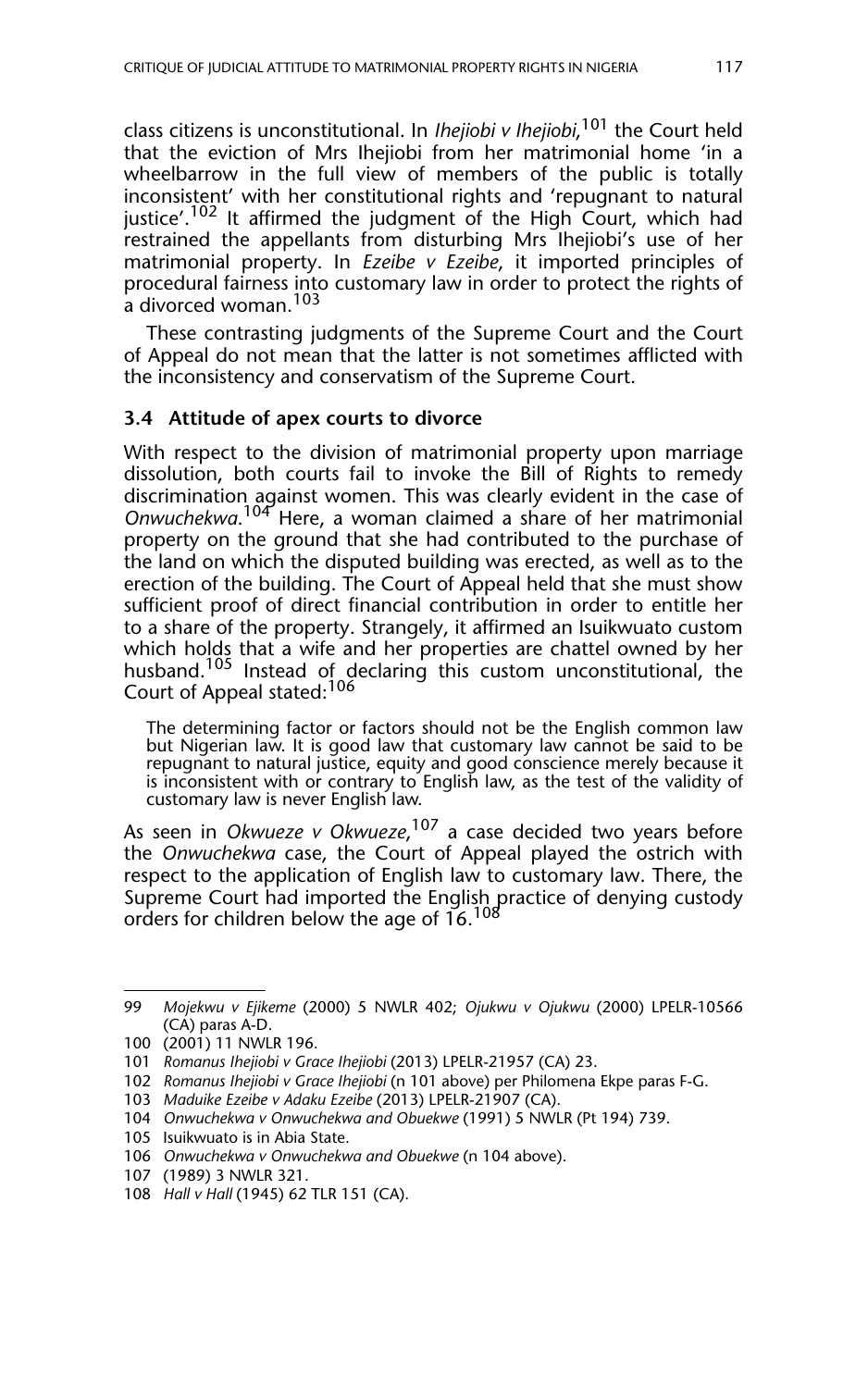class citizens is unconstitutional. In *Ihejiobi v Ihejiobi*,[101] the Court held that the eviction of Mrs Ihejiobi from her matrimonial home 'in a wheelbarrow in the full view of members of the public is totally inconsistent' with her constitutional rights and 'repugnant to natural justice'.[102] It affirmed the judgment of the High Court, which had restrained the appellants from disturbing Mrs Ihejiobi's use of her matrimonial property. In *Ezeibe v Ezeibe*, it imported principles of procedural fairness into customary law in order to protect the rights of a divorced woman.[103]

These contrasting judgments of the Supreme Court and the Court of Appeal do not mean that the latter is not sometimes afflicted with the inconsistency and conservatism of the Supreme Court.

### 3.4 Attitude of apex courts to divorce

With respect to the division of matrimonial property upon marriage dissolution, both courts fail to invoke the Bill of Rights to remedy discrimination against women. This was clearly evident in the case of *Onwuchekwa*.[104] Here, a woman claimed a share of her matrimonial property on the ground that she had contributed to the purchase of the land on which the disputed building was erected, as well as to the erection of the building. The Court of Appeal held that she must show sufficient proof of direct financial contribution in order to entitle her to a share of the property. Strangely, it affirmed an Isuikwuato custom which holds that a wife and her properties are chattel owned by her husband.[105] Instead of declaring this custom unconstitutional, the Court of Appeal stated:[106]

> The determining factor or factors should not be the English common law but Nigerian law. It is good law that customary law cannot be said to be repugnant to natural justice, equity and good conscience merely because it is inconsistent with or contrary to English law, as the test of the validity of customary law is never English law.

As seen in *Okwueze v Okwueze*,[107] a case decided two years before the *Onwuchekwa* case, the Court of Appeal played the ostrich with respect to the application of English law to customary law. There, the Supreme Court had imported the English practice of denying custody orders for children below the age of 16.[108]

---

99 *Mojekwu v Ejikeme* (2000) 5 NWLR 402; *Ojukwu v Ojukwu* (2000) LPELR-10566 (CA) paras A-D.

100 (2001) 11 NWLR 196.

101 *Romanus Ihejiobi v Grace Ihejiobi* (2013) LPELR-21957 (CA) 23.

102 *Romanus Ihejiobi v Grace Ihejiobi* (n 101 above) per Philomena Ekpe paras F-G.

103 *Maduike Ezeibe v Adaku Ezeibe* (2013) LPELR-21907 (CA).

104 *Onwuchekwa v Onwuchekwa and Obuekwe* (1991) 5 NWLR (Pt 194) 739.

105 Isuikwuato is in Abia State.

106 *Onwuchekwa v Onwuchekwa and Obuekwe* (n 104 above).

107 (1989) 3 NWLR 321.

108 *Hall v Hall* (1945) 62 TLR 151 (CA).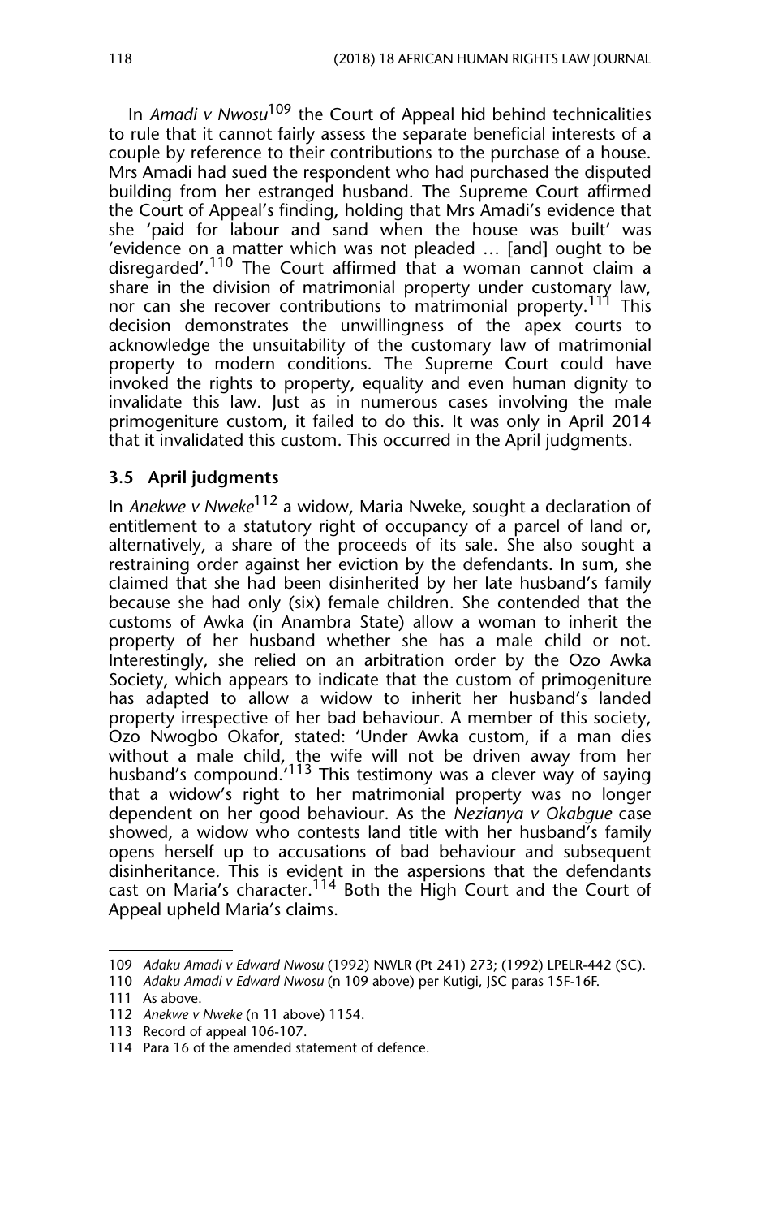In *Amadi v Nwosu*[109] the Court of Appeal hid behind technicalities to rule that it cannot fairly assess the separate beneficial interests of a couple by reference to their contributions to the purchase of a house. Mrs Amadi had sued the respondent who had purchased the disputed building from her estranged husband. The Supreme Court affirmed the Court of Appeal's finding, holding that Mrs Amadi's evidence that she 'paid for labour and sand when the house was built' was 'evidence on a matter which was not pleaded … [and] ought to be disregarded'.[110] The Court affirmed that a woman cannot claim a share in the division of matrimonial property under customary law, nor can she recover contributions to matrimonial property.[111] This decision demonstrates the unwillingness of the apex courts to acknowledge the unsuitability of the customary law of matrimonial property to modern conditions. The Supreme Court could have invoked the rights to property, equality and even human dignity to invalidate this law. Just as in numerous cases involving the male primogeniture custom, it failed to do this. It was only in April 2014 that it invalidated this custom. This occurred in the April judgments.

### 3.5 April judgments

In *Anekwe v Nweke*[112] a widow, Maria Nweke, sought a declaration of entitlement to a statutory right of occupancy of a parcel of land or, alternatively, a share of the proceeds of its sale. She also sought a restraining order against her eviction by the defendants. In sum, she claimed that she had been disinherited by her late husband's family because she had only (six) female children. She contended that the customs of Awka (in Anambra State) allow a woman to inherit the property of her husband whether she has a male child or not. Interestingly, she relied on an arbitration order by the Ozo Awka Society, which appears to indicate that the custom of primogeniture has adapted to allow a widow to inherit her husband's landed property irrespective of her bad behaviour. A member of this society, Ozo Nwogbo Okafor, stated: 'Under Awka custom, if a man dies without a male child, the wife will not be driven away from her husband's compound.'[113] This testimony was a clever way of saying that a widow's right to her matrimonial property was no longer dependent on her good behaviour. As the *Nezianya v Okabgue* case showed, a widow who contests land title with her husband's family opens herself up to accusations of bad behaviour and subsequent disinheritance. This is evident in the aspersions that the defendants cast on Maria's character.[114] Both the High Court and the Court of Appeal upheld Maria's claims.

---

109 *Adaku Amadi v Edward Nwosu* (1992) NWLR (Pt 241) 273; (1992) LPELR-442 (SC).

110 *Adaku Amadi v Edward Nwosu* (n 109 above) per Kutigi, JSC paras 15F-16F.

111 As above.

112 *Anekwe v Nweke* (n 11 above) 1154.

113 Record of appeal 106-107.

114 Para 16 of the amended statement of defence.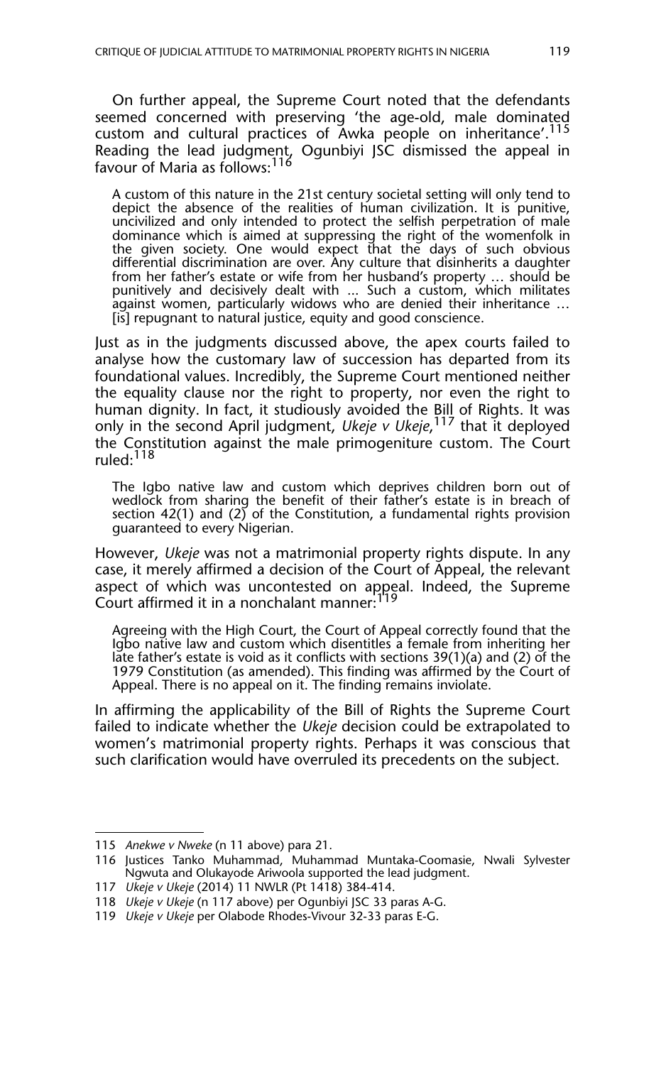On further appeal, the Supreme Court noted that the defendants seemed concerned with preserving 'the age-old, male dominated custom and cultural practices of Awka people on inheritance'.[115] Reading the lead judgment, Ogunbiyi JSC dismissed the appeal in favour of Maria as follows:[116]

> A custom of this nature in the 21st century societal setting will only tend to depict the absence of the realities of human civilization. It is punitive, uncivilized and only intended to protect the selfish perpetration of male dominance which is aimed at suppressing the right of the womenfolk in the given society. One would expect that the days of such obvious differential discrimination are over. Any culture that disinherits a daughter from her father's estate or wife from her husband's property … should be punitively and decisively dealt with ... Such a custom, which militates against women, particularly widows who are denied their inheritance … [is] repugnant to natural justice, equity and good conscience.

Just as in the judgments discussed above, the apex courts failed to analyse how the customary law of succession has departed from its foundational values. Incredibly, the Supreme Court mentioned neither the equality clause nor the right to property, nor even the right to human dignity. In fact, it studiously avoided the Bill of Rights. It was only in the second April judgment, *Ukeje v Ukeje*,[117] that it deployed the Constitution against the male primogeniture custom. The Court ruled:[118]

> The Igbo native law and custom which deprives children born out of wedlock from sharing the benefit of their father's estate is in breach of section 42(1) and (2) of the Constitution, a fundamental rights provision guaranteed to every Nigerian.

However, *Ukeje* was not a matrimonial property rights dispute. In any case, it merely affirmed a decision of the Court of Appeal, the relevant aspect of which was uncontested on appeal. Indeed, the Supreme Court affirmed it in a nonchalant manner:[119]

> Agreeing with the High Court, the Court of Appeal correctly found that the Igbo native law and custom which disentitles a female from inheriting her late father's estate is void as it conflicts with sections 39(1)(a) and (2) of the 1979 Constitution (as amended). This finding was affirmed by the Court of Appeal. There is no appeal on it. The finding remains inviolate.

In affirming the applicability of the Bill of Rights the Supreme Court failed to indicate whether the *Ukeje* decision could be extrapolated to women's matrimonial property rights. Perhaps it was conscious that such clarification would have overruled its precedents on the subject.

---

115 *Anekwe v Nweke* (n 11 above) para 21.

116 Justices Tanko Muhammad, Muhammad Muntaka-Coomasie, Nwali Sylvester Ngwuta and Olukayode Ariwoola supported the lead judgment.

117 *Ukeje v Ukeje* (2014) 11 NWLR (Pt 1418) 384-414.

118 *Ukeje v Ukeje* (n 117 above) per Ogunbiyi JSC 33 paras A-G.

119 *Ukeje v Ukeje* per Olabode Rhodes-Vivour 32-33 paras E-G.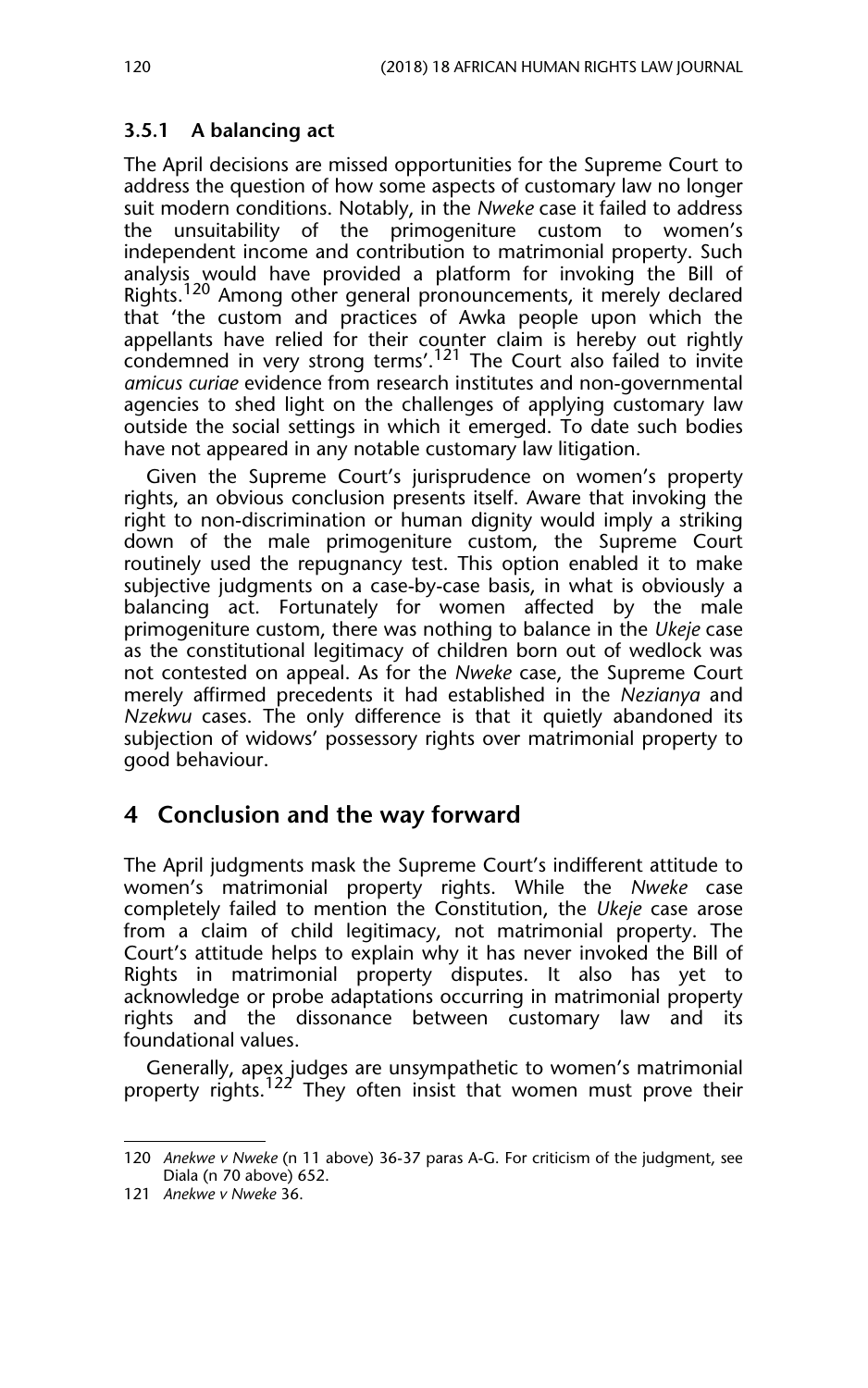### 3.5.1 A balancing act

The April decisions are missed opportunities for the Supreme Court to address the question of how some aspects of customary law no longer suit modern conditions. Notably, in the *Nweke* case it failed to address the unsuitability of the primogeniture custom to women's independent income and contribution to matrimonial property. Such analysis would have provided a platform for invoking the Bill of Rights.[120] Among other general pronouncements, it merely declared that 'the custom and practices of Awka people upon which the appellants have relied for their counter claim is hereby out rightly condemned in very strong terms'.[121] The Court also failed to invite *amicus curiae* evidence from research institutes and non-governmental agencies to shed light on the challenges of applying customary law outside the social settings in which it emerged. To date such bodies have not appeared in any notable customary law litigation.

Given the Supreme Court's jurisprudence on women's property rights, an obvious conclusion presents itself. Aware that invoking the right to non-discrimination or human dignity would imply a striking down of the male primogeniture custom, the Supreme Court routinely used the repugnancy test. This option enabled it to make subjective judgments on a case-by-case basis, in what is obviously a balancing act. Fortunately for women affected by the male primogeniture custom, there was nothing to balance in the *Ukeje* case as the constitutional legitimacy of children born out of wedlock was not contested on appeal. As for the *Nweke* case, the Supreme Court merely affirmed precedents it had established in the *Nezianya* and *Nzekwu* cases. The only difference is that it quietly abandoned its subjection of widows' possessory rights over matrimonial property to good behaviour.

## 4 Conclusion and the way forward

The April judgments mask the Supreme Court's indifferent attitude to women's matrimonial property rights. While the *Nweke* case completely failed to mention the Constitution, the *Ukeje* case arose from a claim of child legitimacy, not matrimonial property. The Court's attitude helps to explain why it has never invoked the Bill of Rights in matrimonial property disputes. It also has yet to acknowledge or probe adaptations occurring in matrimonial property rights and the dissonance between customary law and its foundational values.

Generally, apex judges are unsympathetic to women's matrimonial property rights.[122] They often insist that women must prove their

---

120 *Anekwe v Nweke* (n 11 above) 36-37 paras A-G. For criticism of the judgment, see Diala (n 70 above) 652.

121 *Anekwe v Nweke* 36.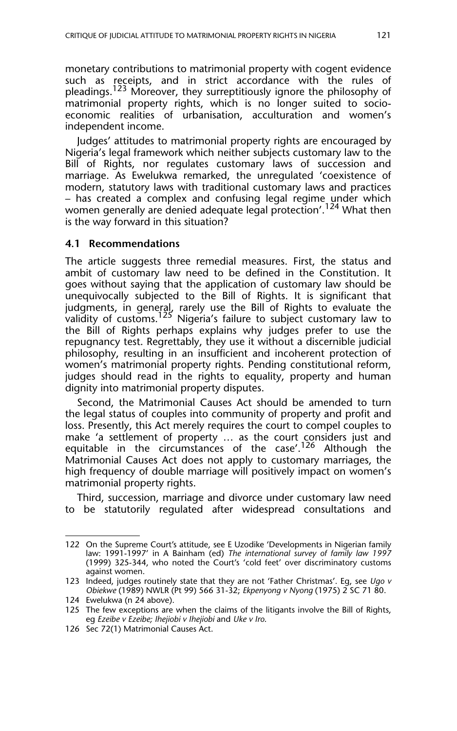monetary contributions to matrimonial property with cogent evidence such as receipts, and in strict accordance with the rules of pleadings.[123] Moreover, they surreptitiously ignore the philosophy of matrimonial property rights, which is no longer suited to socio-economic realities of urbanisation, acculturation and women's independent income.

Judges' attitudes to matrimonial property rights are encouraged by Nigeria's legal framework which neither subjects customary law to the Bill of Rights, nor regulates customary laws of succession and marriage. As Ewelukwa remarked, the unregulated 'coexistence of modern, statutory laws with traditional customary laws and practices – has created a complex and confusing legal regime under which women generally are denied adequate legal protection'.[124] What then is the way forward in this situation?

### 4.1 Recommendations

The article suggests three remedial measures. First, the status and ambit of customary law need to be defined in the Constitution. It goes without saying that the application of customary law should be unequivocally subjected to the Bill of Rights. It is significant that judgments, in general, rarely use the Bill of Rights to evaluate the validity of customs.[125] Nigeria's failure to subject customary law to the Bill of Rights perhaps explains why judges prefer to use the repugnancy test. Regrettably, they use it without a discernible judicial philosophy, resulting in an insufficient and incoherent protection of women's matrimonial property rights. Pending constitutional reform, judges should read in the rights to equality, property and human dignity into matrimonial property disputes.

Second, the Matrimonial Causes Act should be amended to turn the legal status of couples into community of property and profit and loss. Presently, this Act merely requires the court to compel couples to make 'a settlement of property … as the court considers just and equitable in the circumstances of the case'.[126] Although the Matrimonial Causes Act does not apply to customary marriages, the high frequency of double marriage will positively impact on women's matrimonial property rights.

Third, succession, marriage and divorce under customary law need to be statutorily regulated after widespread consultations and

---

122 On the Supreme Court's attitude, see E Uzodike 'Developments in Nigerian family law: 1991-1997' in A Bainham (ed) *The international survey of family law 1997* (1999) 325-344, who noted the Court's 'cold feet' over discriminatory customs against women.

123 Indeed, judges routinely state that they are not 'Father Christmas'. Eg, see *Ugo v Obiekwe* (1989) NWLR (Pt 99) 566 31-32; *Ekpenyong v Nyong* (1975) 2 SC 71 80.

124 Ewelukwa (n 24 above).

125 The few exceptions are when the claims of the litigants involve the Bill of Rights, eg *Ezeibe v Ezeibe; Ihejiobi v Ihejiobi* and *Uke v Iro*.

126 Sec 72(1) Matrimonial Causes Act.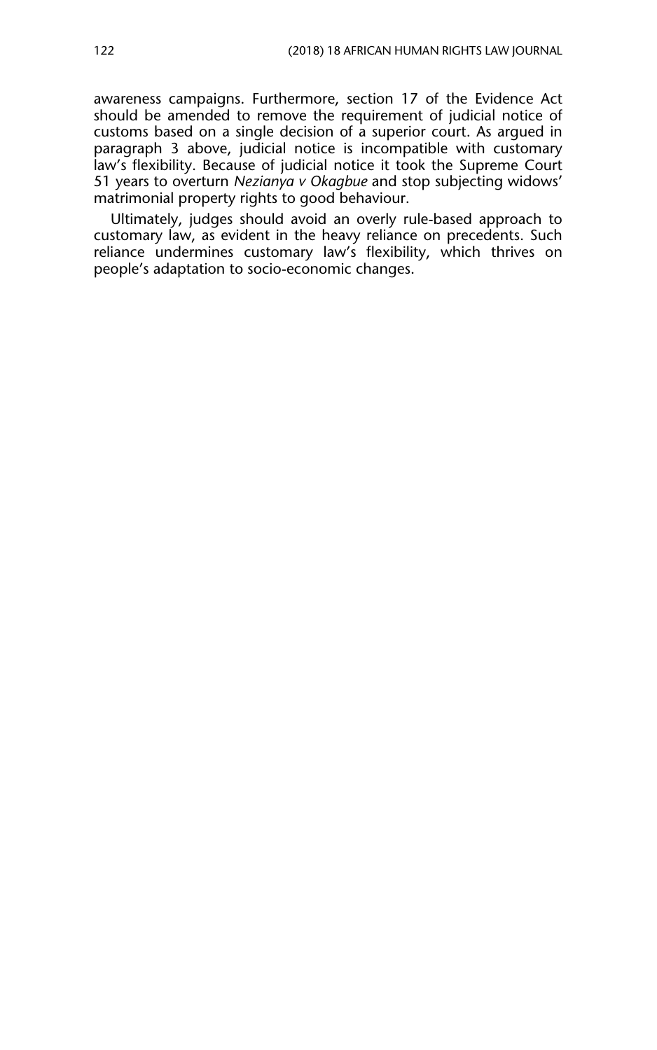awareness campaigns. Furthermore, section 17 of the Evidence Act should be amended to remove the requirement of judicial notice of customs based on a single decision of a superior court. As argued in paragraph 3 above, judicial notice is incompatible with customary law's flexibility. Because of judicial notice it took the Supreme Court 51 years to overturn *Nezianya v Okagbue* and stop subjecting widows' matrimonial property rights to good behaviour.

Ultimately, judges should avoid an overly rule-based approach to customary law, as evident in the heavy reliance on precedents. Such reliance undermines customary law's flexibility, which thrives on people's adaptation to socio-economic changes.